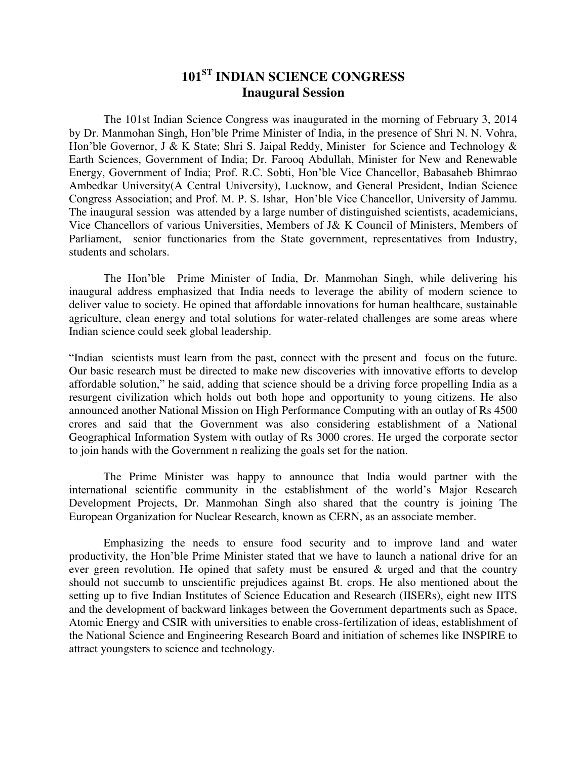# 101$^{ST}$ INDIAN SCIENCE CONGRESS
## Inaugural Session

The 101st Indian Science Congress was inaugurated in the morning of February 3, 2014 by Dr. Manmohan Singh, Hon'ble Prime Minister of India, in the presence of Shri N. N. Vohra, Hon'ble Governor, J & K State; Shri S. Jaipal Reddy, Minister for Science and Technology & Earth Sciences, Government of India; Dr. Farooq Abdullah, Minister for New and Renewable Energy, Government of India; Prof. R.C. Sobti, Hon'ble Vice Chancellor, Babasaheb Bhimrao Ambedkar University(A Central University), Lucknow, and General President, Indian Science Congress Association; and Prof. M. P. S. Ishar, Hon'ble Vice Chancellor, University of Jammu. The inaugural session was attended by a large number of distinguished scientists, academicians, Vice Chancellors of various Universities, Members of J& K Council of Ministers, Members of Parliament, senior functionaries from the State government, representatives from Industry, students and scholars.

The Hon'ble Prime Minister of India, Dr. Manmohan Singh, while delivering his inaugural address emphasized that India needs to leverage the ability of modern science to deliver value to society. He opined that affordable innovations for human healthcare, sustainable agriculture, clean energy and total solutions for water-related challenges are some areas where Indian science could seek global leadership.

"Indian scientists must learn from the past, connect with the present and focus on the future. Our basic research must be directed to make new discoveries with innovative efforts to develop affordable solution," he said, adding that science should be a driving force propelling India as a resurgent civilization which holds out both hope and opportunity to young citizens. He also announced another National Mission on High Performance Computing with an outlay of Rs 4500 crores and said that the Government was also considering establishment of a National Geographical Information System with outlay of Rs 3000 crores. He urged the corporate sector to join hands with the Government n realizing the goals set for the nation.

The Prime Minister was happy to announce that India would partner with the international scientific community in the establishment of the world's Major Research Development Projects, Dr. Manmohan Singh also shared that the country is joining The European Organization for Nuclear Research, known as CERN, as an associate member.

Emphasizing the needs to ensure food security and to improve land and water productivity, the Hon'ble Prime Minister stated that we have to launch a national drive for an ever green revolution. He opined that safety must be ensured & urged and that the country should not succumb to unscientific prejudices against Bt. crops. He also mentioned about the setting up to five Indian Institutes of Science Education and Research (IISERs), eight new IITS and the development of backward linkages between the Government departments such as Space, Atomic Energy and CSIR with universities to enable cross-fertilization of ideas, establishment of the National Science and Engineering Research Board and initiation of schemes like INSPIRE to attract youngsters to science and technology.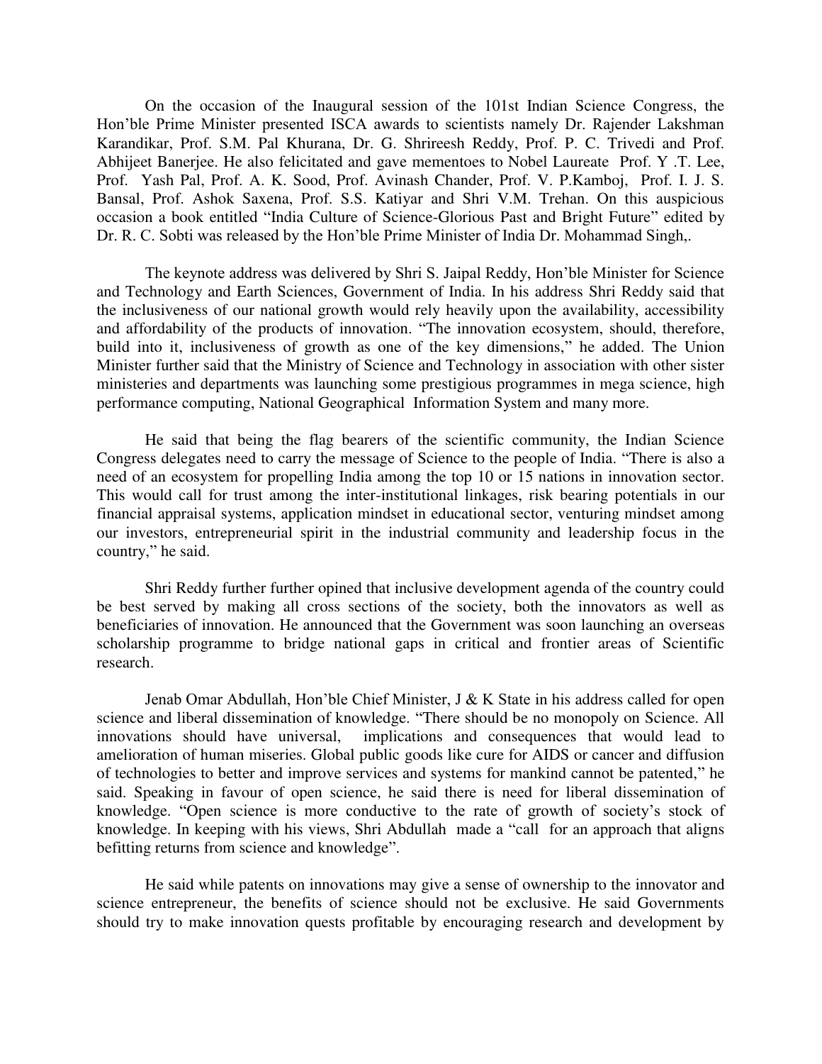On the occasion of the Inaugural session of the 101st Indian Science Congress, the Hon'ble Prime Minister presented ISCA awards to scientists namely Dr. Rajender Lakshman Karandikar, Prof. S.M. Pal Khurana, Dr. G. Shrireesh Reddy, Prof. P. C. Trivedi and Prof. Abhijeet Banerjee. He also felicitated and gave mementoes to Nobel Laureate Prof. Y .T. Lee, Prof. Yash Pal, Prof. A. K. Sood, Prof. Avinash Chander, Prof. V. P.Kamboj, Prof. I. J. S. Bansal, Prof. Ashok Saxena, Prof. S.S. Katiyar and Shri V.M. Trehan. On this auspicious occasion a book entitled "India Culture of Science-Glorious Past and Bright Future" edited by Dr. R. C. Sobti was released by the Hon'ble Prime Minister of India Dr. Mohammad Singh,.

The keynote address was delivered by Shri S. Jaipal Reddy, Hon'ble Minister for Science and Technology and Earth Sciences, Government of India. In his address Shri Reddy said that the inclusiveness of our national growth would rely heavily upon the availability, accessibility and affordability of the products of innovation. "The innovation ecosystem, should, therefore, build into it, inclusiveness of growth as one of the key dimensions," he added. The Union Minister further said that the Ministry of Science and Technology in association with other sister ministeries and departments was launching some prestigious programmes in mega science, high performance computing, National Geographical Information System and many more.

He said that being the flag bearers of the scientific community, the Indian Science Congress delegates need to carry the message of Science to the people of India. "There is also a need of an ecosystem for propelling India among the top 10 or 15 nations in innovation sector. This would call for trust among the inter-institutional linkages, risk bearing potentials in our financial appraisal systems, application mindset in educational sector, venturing mindset among our investors, entrepreneurial spirit in the industrial community and leadership focus in the country," he said.

Shri Reddy further further opined that inclusive development agenda of the country could be best served by making all cross sections of the society, both the innovators as well as beneficiaries of innovation. He announced that the Government was soon launching an overseas scholarship programme to bridge national gaps in critical and frontier areas of Scientific research.

Jenab Omar Abdullah, Hon'ble Chief Minister, J & K State in his address called for open science and liberal dissemination of knowledge. "There should be no monopoly on Science. All innovations should have universal, implications and consequences that would lead to amelioration of human miseries. Global public goods like cure for AIDS or cancer and diffusion of technologies to better and improve services and systems for mankind cannot be patented," he said. Speaking in favour of open science, he said there is need for liberal dissemination of knowledge. "Open science is more conductive to the rate of growth of society's stock of knowledge. In keeping with his views, Shri Abdullah made a "call for an approach that aligns befitting returns from science and knowledge".

He said while patents on innovations may give a sense of ownership to the innovator and science entrepreneur, the benefits of science should not be exclusive. He said Governments should try to make innovation quests profitable by encouraging research and development by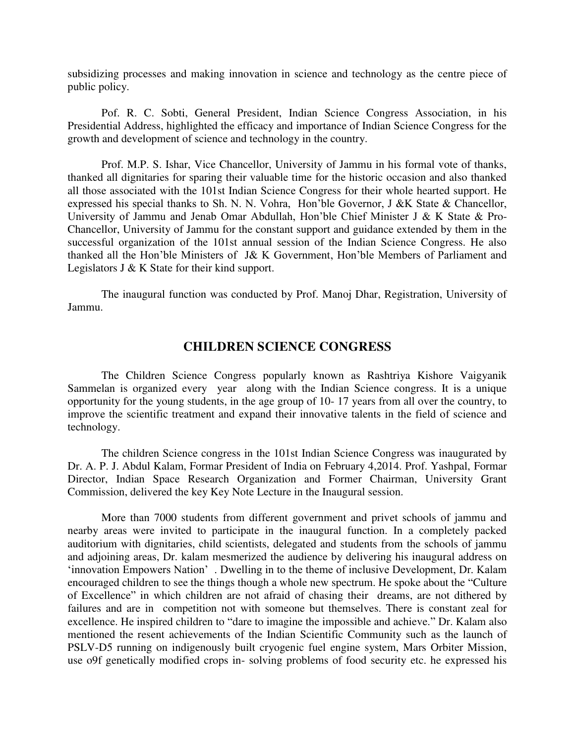subsidizing processes and making innovation in science and technology as the centre piece of public policy.

Pof. R. C. Sobti, General President, Indian Science Congress Association, in his Presidential Address, highlighted the efficacy and importance of Indian Science Congress for the growth and development of science and technology in the country.

Prof. M.P. S. Ishar, Vice Chancellor, University of Jammu in his formal vote of thanks, thanked all dignitaries for sparing their valuable time for the historic occasion and also thanked all those associated with the 101st Indian Science Congress for their whole hearted support. He expressed his special thanks to Sh. N. N. Vohra, Hon'ble Governor, J &K State & Chancellor, University of Jammu and Jenab Omar Abdullah, Hon'ble Chief Minister J & K State & Pro-Chancellor, University of Jammu for the constant support and guidance extended by them in the successful organization of the 101st annual session of the Indian Science Congress. He also thanked all the Hon'ble Ministers of J& K Government, Hon'ble Members of Parliament and Legislators J & K State for their kind support.

The inaugural function was conducted by Prof. Manoj Dhar, Registration, University of Jammu.

## CHILDREN SCIENCE CONGRESS

The Children Science Congress popularly known as Rashtriya Kishore Vaigyanik Sammelan is organized every year along with the Indian Science congress. It is a unique opportunity for the young students, in the age group of 10- 17 years from all over the country, to improve the scientific treatment and expand their innovative talents in the field of science and technology.

The children Science congress in the 101st Indian Science Congress was inaugurated by Dr. A. P. J. Abdul Kalam, Formar President of India on February 4,2014. Prof. Yashpal, Formar Director, Indian Space Research Organization and Former Chairman, University Grant Commission, delivered the key Key Note Lecture in the Inaugural session.

More than 7000 students from different government and privet schools of jammu and nearby areas were invited to participate in the inaugural function. In a completely packed auditorium with dignitaries, child scientists, delegated and students from the schools of jammu and adjoining areas, Dr. kalam mesmerized the audience by delivering his inaugural address on 'innovation Empowers Nation' . Dwelling in to the theme of inclusive Development, Dr. Kalam encouraged children to see the things though a whole new spectrum. He spoke about the "Culture of Excellence" in which children are not afraid of chasing their dreams, are not dithered by failures and are in competition not with someone but themselves. There is constant zeal for excellence. He inspired children to "dare to imagine the impossible and achieve." Dr. Kalam also mentioned the resent achievements of the Indian Scientific Community such as the launch of PSLV-D5 running on indigenously built cryogenic fuel engine system, Mars Orbiter Mission, use o9f genetically modified crops in- solving problems of food security etc. he expressed his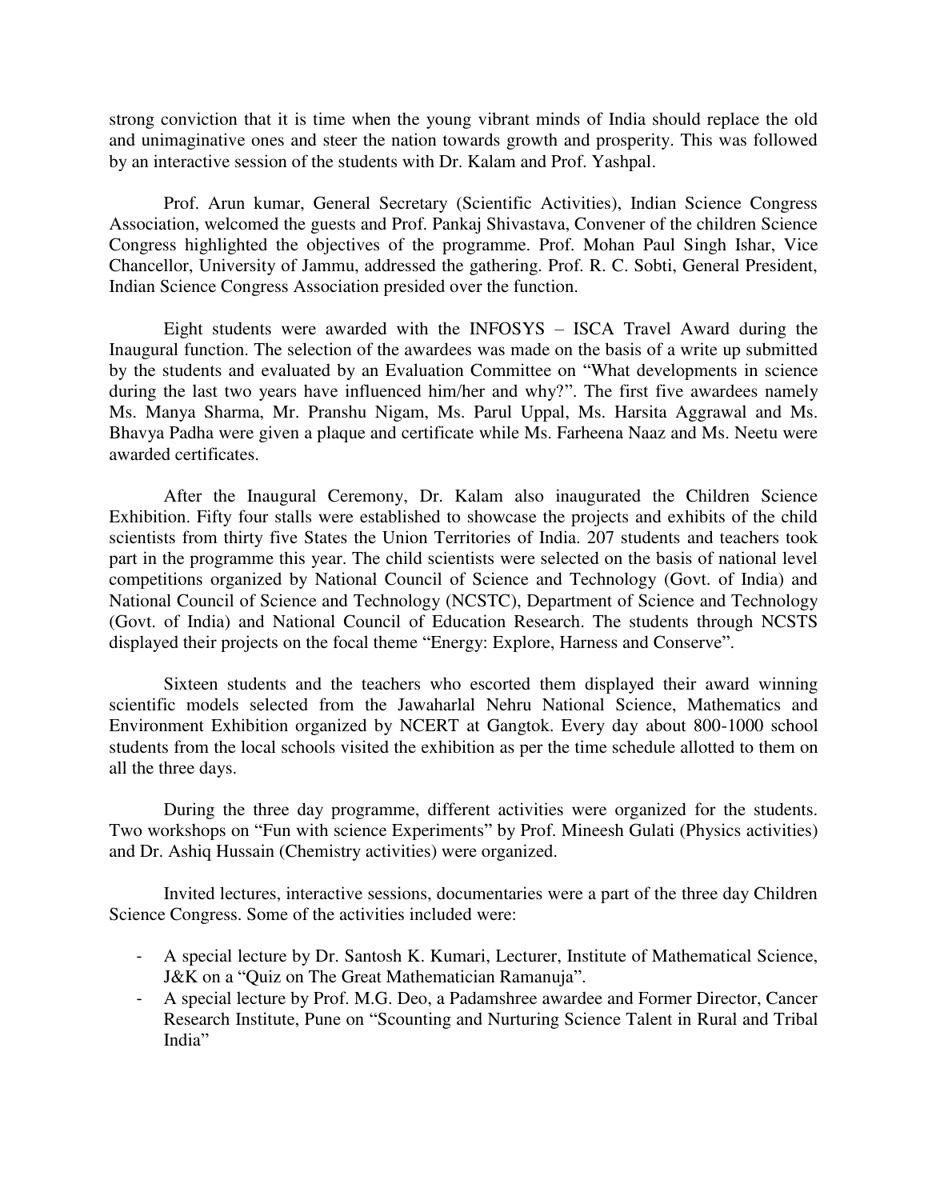strong conviction that it is time when the young vibrant minds of India should replace the old and unimaginative ones and steer the nation towards growth and prosperity. This was followed by an interactive session of the students with Dr. Kalam and Prof. Yashpal.

Prof. Arun kumar, General Secretary (Scientific Activities), Indian Science Congress Association, welcomed the guests and Prof. Pankaj Shivastava, Convener of the children Science Congress highlighted the objectives of the programme. Prof. Mohan Paul Singh Ishar, Vice Chancellor, University of Jammu, addressed the gathering. Prof. R. C. Sobti, General President, Indian Science Congress Association presided over the function.

Eight students were awarded with the INFOSYS – ISCA Travel Award during the Inaugural function. The selection of the awardees was made on the basis of a write up submitted by the students and evaluated by an Evaluation Committee on "What developments in science during the last two years have influenced him/her and why?". The first five awardees namely Ms. Manya Sharma, Mr. Pranshu Nigam, Ms. Parul Uppal, Ms. Harsita Aggrawal and Ms. Bhavya Padha were given a plaque and certificate while Ms. Farheena Naaz and Ms. Neetu were awarded certificates.

After the Inaugural Ceremony, Dr. Kalam also inaugurated the Children Science Exhibition. Fifty four stalls were established to showcase the projects and exhibits of the child scientists from thirty five States the Union Territories of India. 207 students and teachers took part in the programme this year. The child scientists were selected on the basis of national level competitions organized by National Council of Science and Technology (Govt. of India) and National Council of Science and Technology (NCSTC), Department of Science and Technology (Govt. of India) and National Council of Education Research. The students through NCSTS displayed their projects on the focal theme "Energy: Explore, Harness and Conserve".

Sixteen students and the teachers who escorted them displayed their award winning scientific models selected from the Jawaharlal Nehru National Science, Mathematics and Environment Exhibition organized by NCERT at Gangtok. Every day about 800-1000 school students from the local schools visited the exhibition as per the time schedule allotted to them on all the three days.

During the three day programme, different activities were organized for the students. Two workshops on "Fun with science Experiments" by Prof. Mineesh Gulati (Physics activities) and Dr. Ashiq Hussain (Chemistry activities) were organized.

Invited lectures, interactive sessions, documentaries were a part of the three day Children Science Congress. Some of the activities included were:

- A special lecture by Dr. Santosh K. Kumari, Lecturer, Institute of Mathematical Science, J&K on a "Quiz on The Great Mathematician Ramanuja".
- A special lecture by Prof. M.G. Deo, a Padamshree awardee and Former Director, Cancer Research Institute, Pune on "Scounting and Nurturing Science Talent in Rural and Tribal India"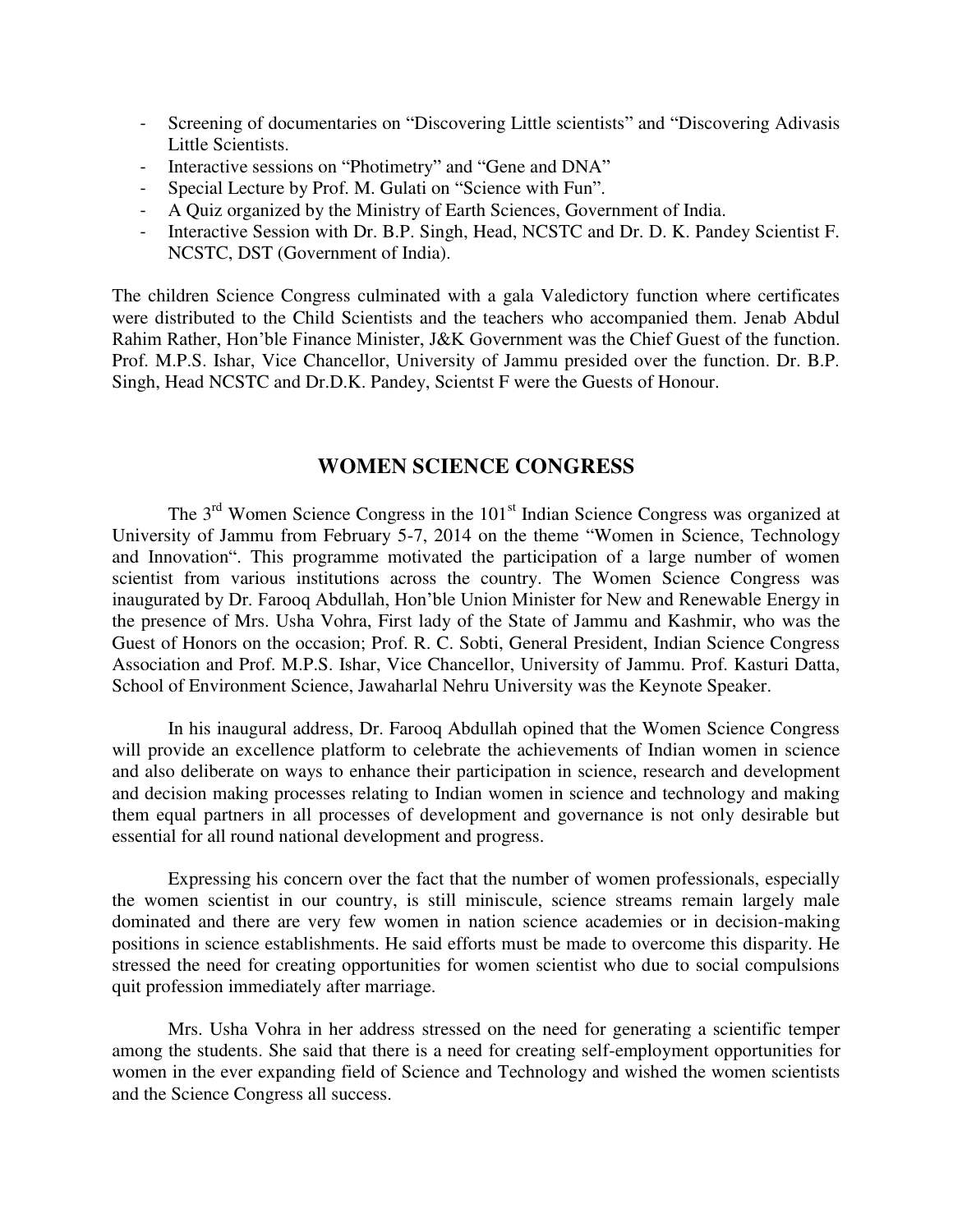- Screening of documentaries on "Discovering Little scientists" and "Discovering Adivasis Little Scientists.
- Interactive sessions on "Photimetry" and "Gene and DNA"
- Special Lecture by Prof. M. Gulati on "Science with Fun".
- A Quiz organized by the Ministry of Earth Sciences, Government of India.
- Interactive Session with Dr. B.P. Singh, Head, NCSTC and Dr. D. K. Pandey Scientist F. NCSTC, DST (Government of India).

The children Science Congress culminated with a gala Valedictory function where certificates were distributed to the Child Scientists and the teachers who accompanied them. Jenab Abdul Rahim Rather, Hon'ble Finance Minister, J&K Government was the Chief Guest of the function. Prof. M.P.S. Ishar, Vice Chancellor, University of Jammu presided over the function. Dr. B.P. Singh, Head NCSTC and Dr.D.K. Pandey, Scientst F were the Guests of Honour.

## WOMEN SCIENCE CONGRESS

The 3rd Women Science Congress in the 101st Indian Science Congress was organized at University of Jammu from February 5-7, 2014 on the theme "Women in Science, Technology and Innovation". This programme motivated the participation of a large number of women scientist from various institutions across the country. The Women Science Congress was inaugurated by Dr. Farooq Abdullah, Hon'ble Union Minister for New and Renewable Energy in the presence of Mrs. Usha Vohra, First lady of the State of Jammu and Kashmir, who was the Guest of Honors on the occasion; Prof. R. C. Sobti, General President, Indian Science Congress Association and Prof. M.P.S. Ishar, Vice Chancellor, University of Jammu. Prof. Kasturi Datta, School of Environment Science, Jawaharlal Nehru University was the Keynote Speaker.

In his inaugural address, Dr. Farooq Abdullah opined that the Women Science Congress will provide an excellence platform to celebrate the achievements of Indian women in science and also deliberate on ways to enhance their participation in science, research and development and decision making processes relating to Indian women in science and technology and making them equal partners in all processes of development and governance is not only desirable but essential for all round national development and progress.

Expressing his concern over the fact that the number of women professionals, especially the women scientist in our country, is still miniscule, science streams remain largely male dominated and there are very few women in nation science academies or in decision-making positions in science establishments. He said efforts must be made to overcome this disparity. He stressed the need for creating opportunities for women scientist who due to social compulsions quit profession immediately after marriage.

Mrs. Usha Vohra in her address stressed on the need for generating a scientific temper among the students. She said that there is a need for creating self-employment opportunities for women in the ever expanding field of Science and Technology and wished the women scientists and the Science Congress all success.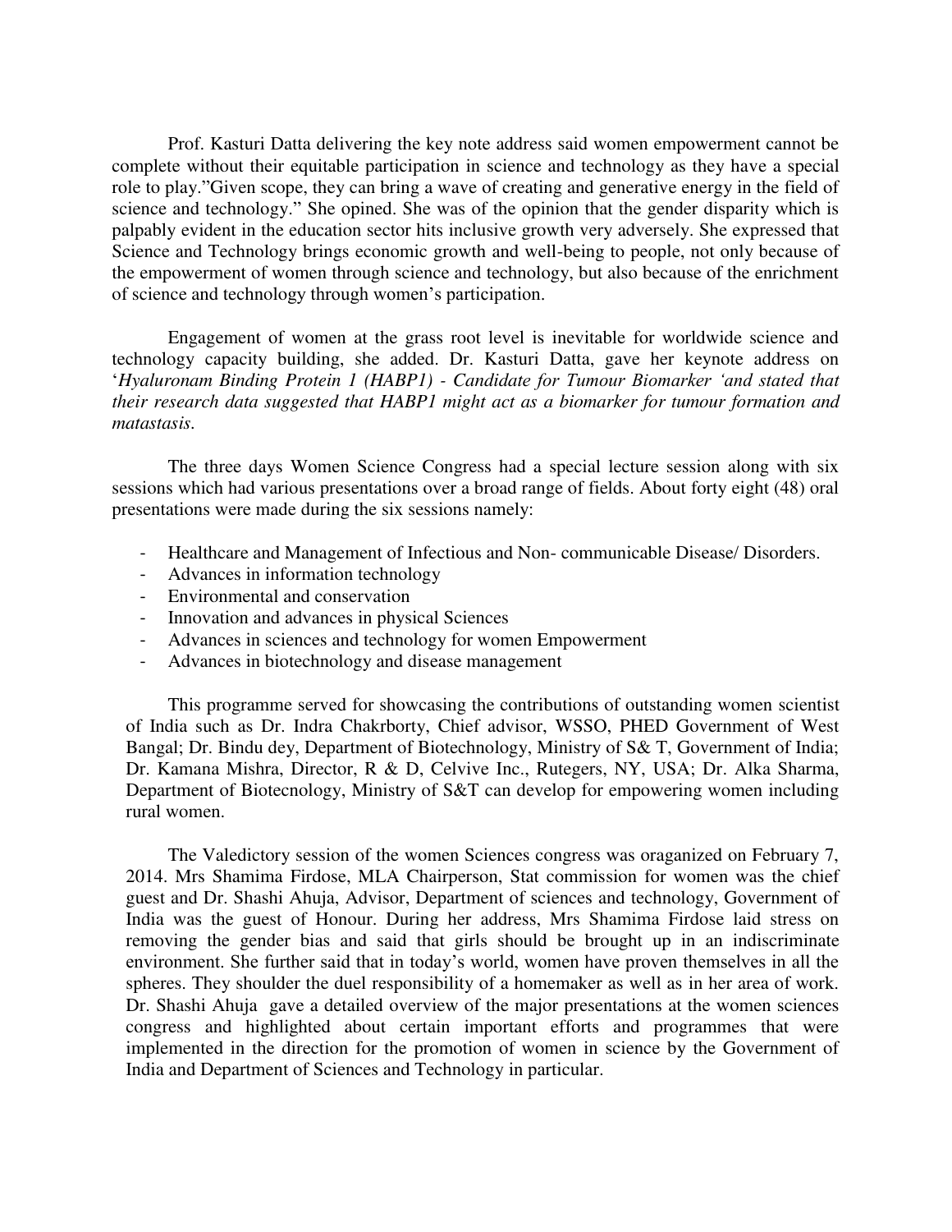Prof. Kasturi Datta delivering the key note address said women empowerment cannot be complete without their equitable participation in science and technology as they have a special role to play."Given scope, they can bring a wave of creating and generative energy in the field of science and technology." She opined. She was of the opinion that the gender disparity which is palpably evident in the education sector hits inclusive growth very adversely. She expressed that Science and Technology brings economic growth and well-being to people, not only because of the empowerment of women through science and technology, but also because of the enrichment of science and technology through women's participation.

Engagement of women at the grass root level is inevitable for worldwide science and technology capacity building, she added. Dr. Kasturi Datta, gave her keynote address on '*Hyaluronam Binding Protein 1 (HABP1) - Candidate for Tumour Biomarker 'and stated that their research data suggested that HABP1 might act as a biomarker for tumour formation and matastasis.*

The three days Women Science Congress had a special lecture session along with six sessions which had various presentations over a broad range of fields. About forty eight (48) oral presentations were made during the six sessions namely:

- Healthcare and Management of Infectious and Non- communicable Disease/ Disorders.
- Advances in information technology
- Environmental and conservation
- Innovation and advances in physical Sciences
- Advances in sciences and technology for women Empowerment
- Advances in biotechnology and disease management

This programme served for showcasing the contributions of outstanding women scientist of India such as Dr. Indra Chakrborty, Chief advisor, WSSO, PHED Government of West Bangal; Dr. Bindu dey, Department of Biotechnology, Ministry of S& T, Government of India; Dr. Kamana Mishra, Director, R & D, Celvive Inc., Rutegers, NY, USA; Dr. Alka Sharma, Department of Biotecnology, Ministry of S&T can develop for empowering women including rural women.

The Valedictory session of the women Sciences congress was oraganized on February 7, 2014. Mrs Shamima Firdose, MLA Chairperson, Stat commission for women was the chief guest and Dr. Shashi Ahuja, Advisor, Department of sciences and technology, Government of India was the guest of Honour. During her address, Mrs Shamima Firdose laid stress on removing the gender bias and said that girls should be brought up in an indiscriminate environment. She further said that in today's world, women have proven themselves in all the spheres. They shoulder the duel responsibility of a homemaker as well as in her area of work. Dr. Shashi Ahuja gave a detailed overview of the major presentations at the women sciences congress and highlighted about certain important efforts and programmes that were implemented in the direction for the promotion of women in science by the Government of India and Department of Sciences and Technology in particular.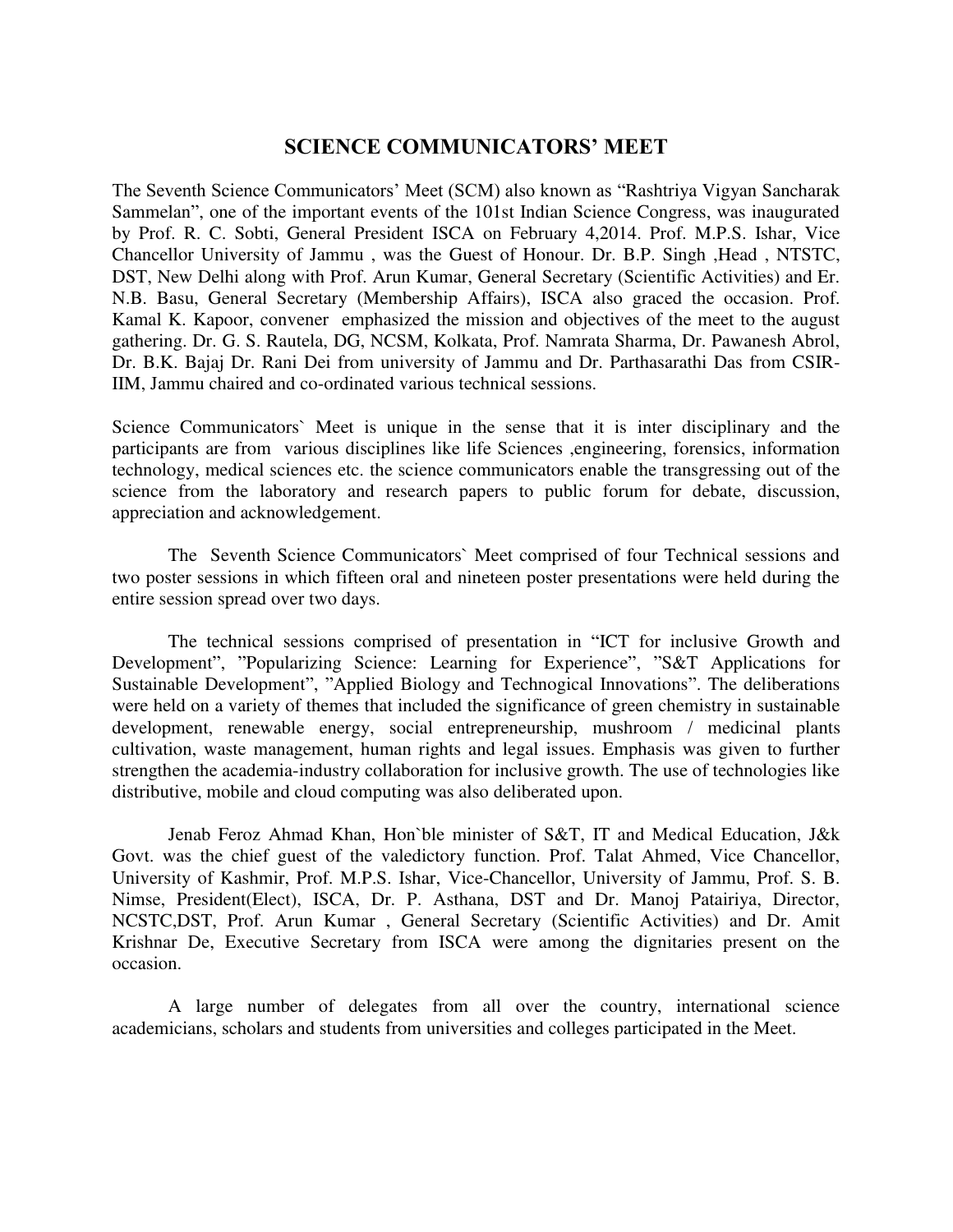# SCIENCE COMMUNICATORS' MEET

The Seventh Science Communicators' Meet (SCM) also known as "Rashtriya Vigyan Sancharak Sammelan", one of the important events of the 101st Indian Science Congress, was inaugurated by Prof. R. C. Sobti, General President ISCA on February 4,2014. Prof. M.P.S. Ishar, Vice Chancellor University of Jammu , was the Guest of Honour. Dr. B.P. Singh ,Head , NTSTC, DST, New Delhi along with Prof. Arun Kumar, General Secretary (Scientific Activities) and Er. N.B. Basu, General Secretary (Membership Affairs), ISCA also graced the occasion. Prof. Kamal K. Kapoor, convener emphasized the mission and objectives of the meet to the august gathering. Dr. G. S. Rautela, DG, NCSM, Kolkata, Prof. Namrata Sharma, Dr. Pawanesh Abrol, Dr. B.K. Bajaj Dr. Rani Dei from university of Jammu and Dr. Parthasarathi Das from CSIR-IIM, Jammu chaired and co-ordinated various technical sessions.

Science Communicators` Meet is unique in the sense that it is inter disciplinary and the participants are from various disciplines like life Sciences ,engineering, forensics, information technology, medical sciences etc. the science communicators enable the transgressing out of the science from the laboratory and research papers to public forum for debate, discussion, appreciation and acknowledgement.

The Seventh Science Communicators` Meet comprised of four Technical sessions and two poster sessions in which fifteen oral and nineteen poster presentations were held during the entire session spread over two days.

The technical sessions comprised of presentation in "ICT for inclusive Growth and Development", "Popularizing Science: Learning for Experience", "S&T Applications for Sustainable Development", "Applied Biology and Technogical Innovations". The deliberations were held on a variety of themes that included the significance of green chemistry in sustainable development, renewable energy, social entrepreneurship, mushroom / medicinal plants cultivation, waste management, human rights and legal issues. Emphasis was given to further strengthen the academia-industry collaboration for inclusive growth. The use of technologies like distributive, mobile and cloud computing was also deliberated upon.

Jenab Feroz Ahmad Khan, Hon`ble minister of S&T, IT and Medical Education, J&k Govt. was the chief guest of the valedictory function. Prof. Talat Ahmed, Vice Chancellor, University of Kashmir, Prof. M.P.S. Ishar, Vice-Chancellor, University of Jammu, Prof. S. B. Nimse, President(Elect), ISCA, Dr. P. Asthana, DST and Dr. Manoj Patairiya, Director, NCSTC,DST, Prof. Arun Kumar , General Secretary (Scientific Activities) and Dr. Amit Krishnar De, Executive Secretary from ISCA were among the dignitaries present on the occasion.

A large number of delegates from all over the country, international science academicians, scholars and students from universities and colleges participated in the Meet.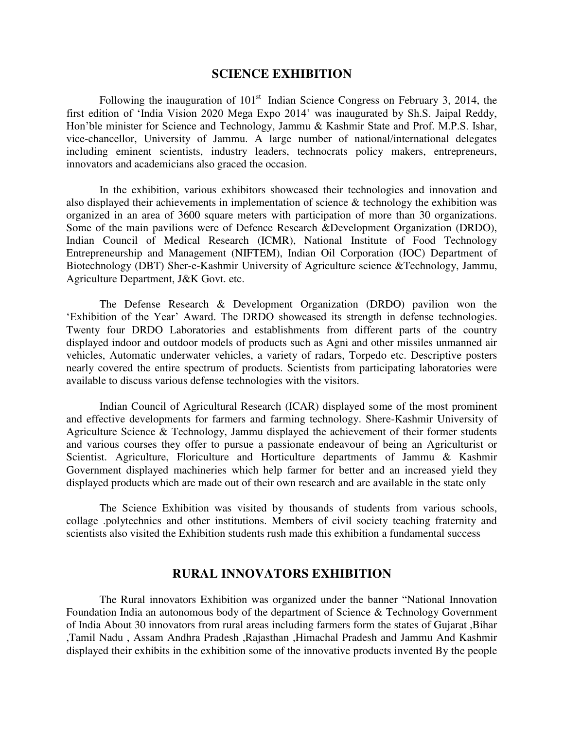## SCIENCE EXHIBITION

Following the inauguration of 101$^{st}$ Indian Science Congress on February 3, 2014, the first edition of 'India Vision 2020 Mega Expo 2014' was inaugurated by Sh.S. Jaipal Reddy, Hon'ble minister for Science and Technology, Jammu & Kashmir State and Prof. M.P.S. Ishar, vice-chancellor, University of Jammu. A large number of national/international delegates including eminent scientists, industry leaders, technocrats policy makers, entrepreneurs, innovators and academicians also graced the occasion.

In the exhibition, various exhibitors showcased their technologies and innovation and also displayed their achievements in implementation of science & technology the exhibition was organized in an area of 3600 square meters with participation of more than 30 organizations. Some of the main pavilions were of Defence Research &Development Organization (DRDO), Indian Council of Medical Research (ICMR), National Institute of Food Technology Entrepreneurship and Management (NIFTEM), Indian Oil Corporation (IOC) Department of Biotechnology (DBT) Sher-e-Kashmir University of Agriculture science &Technology, Jammu, Agriculture Department, J&K Govt. etc.

The Defense Research & Development Organization (DRDO) pavilion won the 'Exhibition of the Year' Award. The DRDO showcased its strength in defense technologies. Twenty four DRDO Laboratories and establishments from different parts of the country displayed indoor and outdoor models of products such as Agni and other missiles unmanned air vehicles, Automatic underwater vehicles, a variety of radars, Torpedo etc. Descriptive posters nearly covered the entire spectrum of products. Scientists from participating laboratories were available to discuss various defense technologies with the visitors.

Indian Council of Agricultural Research (ICAR) displayed some of the most prominent and effective developments for farmers and farming technology. Shere-Kashmir University of Agriculture Science & Technology, Jammu displayed the achievement of their former students and various courses they offer to pursue a passionate endeavour of being an Agriculturist or Scientist. Agriculture, Floriculture and Horticulture departments of Jammu & Kashmir Government displayed machineries which help farmer for better and an increased yield they displayed products which are made out of their own research and are available in the state only

The Science Exhibition was visited by thousands of students from various schools, collage .polytechnics and other institutions. Members of civil society teaching fraternity and scientists also visited the Exhibition students rush made this exhibition a fundamental success

## RURAL INNOVATORS EXHIBITION

The Rural innovators Exhibition was organized under the banner "National Innovation Foundation India an autonomous body of the department of Science & Technology Government of India About 30 innovators from rural areas including farmers form the states of Gujarat ,Bihar ,Tamil Nadu , Assam Andhra Pradesh ,Rajasthan ,Himachal Pradesh and Jammu And Kashmir displayed their exhibits in the exhibition some of the innovative products invented By the people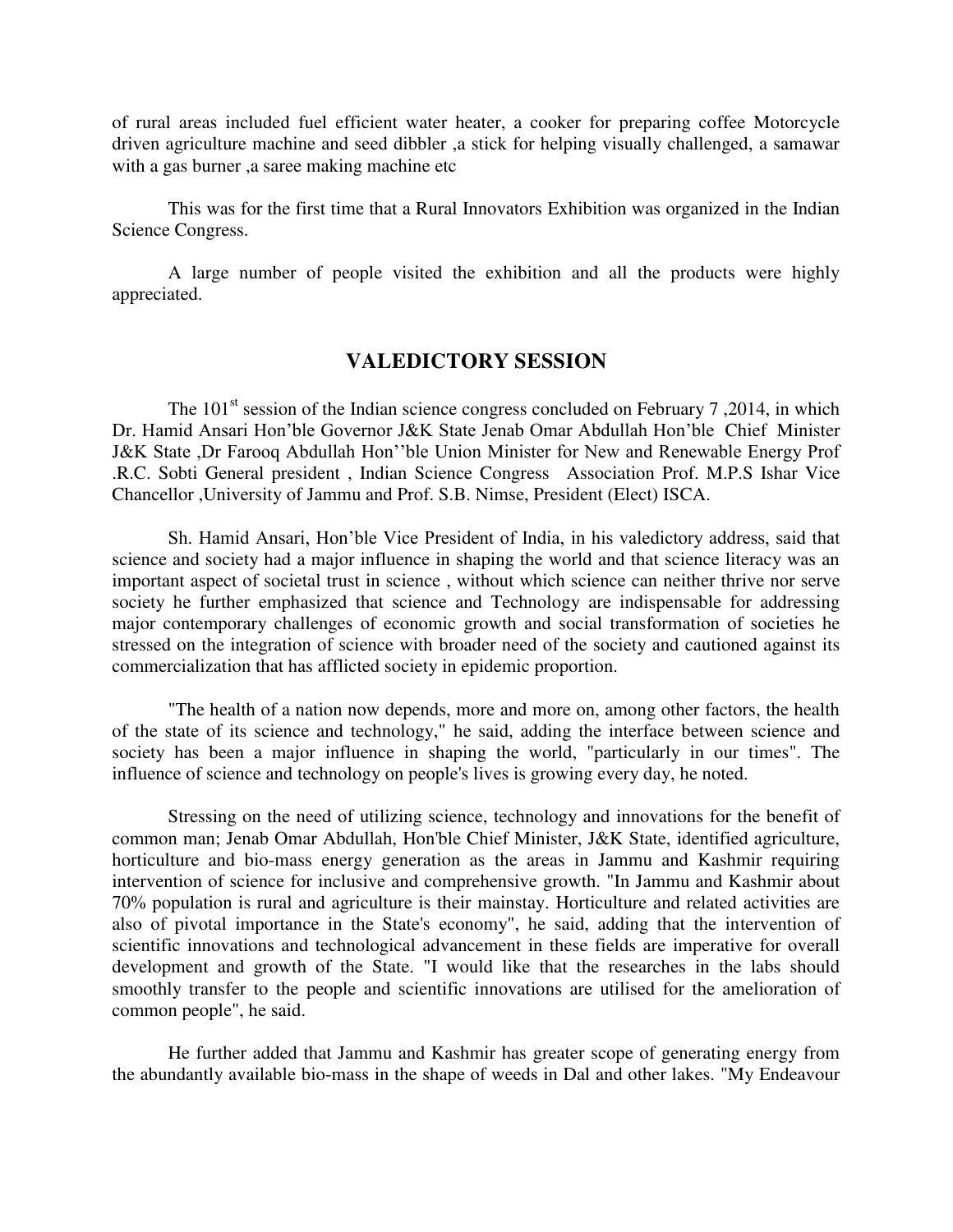of rural areas included fuel efficient water heater, a cooker for preparing coffee Motorcycle driven agriculture machine and seed dibbler ,a stick for helping visually challenged, a samawar with a gas burner ,a saree making machine etc

This was for the first time that a Rural Innovators Exhibition was organized in the Indian Science Congress.

A large number of people visited the exhibition and all the products were highly appreciated.

## VALEDICTORY SESSION

The 101st session of the Indian science congress concluded on February 7 ,2014, in which Dr. Hamid Ansari Hon'ble Governor J&K State Jenab Omar Abdullah Hon'ble Chief Minister J&K State ,Dr Farooq Abdullah Hon''ble Union Minister for New and Renewable Energy Prof .R.C. Sobti General president , Indian Science Congress Association Prof. M.P.S Ishar Vice Chancellor ,University of Jammu and Prof. S.B. Nimse, President (Elect) ISCA.

Sh. Hamid Ansari, Hon'ble Vice President of India, in his valedictory address, said that science and society had a major influence in shaping the world and that science literacy was an important aspect of societal trust in science , without which science can neither thrive nor serve society he further emphasized that science and Technology are indispensable for addressing major contemporary challenges of economic growth and social transformation of societies he stressed on the integration of science with broader need of the society and cautioned against its commercialization that has afflicted society in epidemic proportion.

"The health of a nation now depends, more and more on, among other factors, the health of the state of its science and technology," he said, adding the interface between science and society has been a major influence in shaping the world, "particularly in our times". The influence of science and technology on people's lives is growing every day, he noted.

Stressing on the need of utilizing science, technology and innovations for the benefit of common man; Jenab Omar Abdullah, Hon'ble Chief Minister, J&K State, identified agriculture, horticulture and bio-mass energy generation as the areas in Jammu and Kashmir requiring intervention of science for inclusive and comprehensive growth. "In Jammu and Kashmir about 70% population is rural and agriculture is their mainstay. Horticulture and related activities are also of pivotal importance in the State's economy", he said, adding that the intervention of scientific innovations and technological advancement in these fields are imperative for overall development and growth of the State. "I would like that the researches in the labs should smoothly transfer to the people and scientific innovations are utilised for the amelioration of common people", he said.

He further added that Jammu and Kashmir has greater scope of generating energy from the abundantly available bio-mass in the shape of weeds in Dal and other lakes. "My Endeavour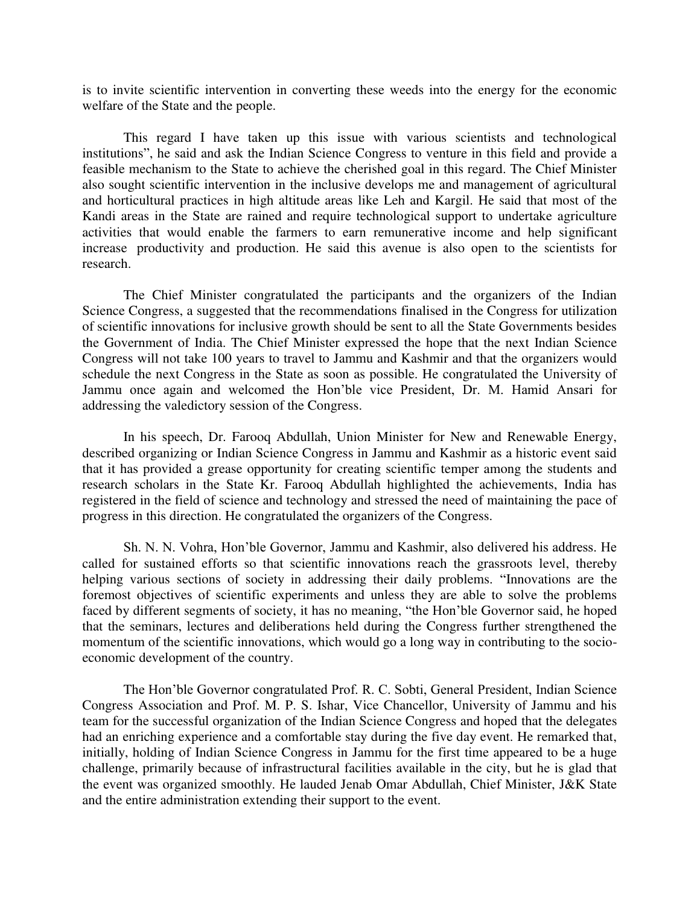is to invite scientific intervention in converting these weeds into the energy for the economic welfare of the State and the people.

This regard I have taken up this issue with various scientists and technological institutions", he said and ask the Indian Science Congress to venture in this field and provide a feasible mechanism to the State to achieve the cherished goal in this regard. The Chief Minister also sought scientific intervention in the inclusive develops me and management of agricultural and horticultural practices in high altitude areas like Leh and Kargil. He said that most of the Kandi areas in the State are rained and require technological support to undertake agriculture activities that would enable the farmers to earn remunerative income and help significant increase productivity and production. He said this avenue is also open to the scientists for research.

The Chief Minister congratulated the participants and the organizers of the Indian Science Congress, a suggested that the recommendations finalised in the Congress for utilization of scientific innovations for inclusive growth should be sent to all the State Governments besides the Government of India. The Chief Minister expressed the hope that the next Indian Science Congress will not take 100 years to travel to Jammu and Kashmir and that the organizers would schedule the next Congress in the State as soon as possible. He congratulated the University of Jammu once again and welcomed the Hon'ble vice President, Dr. M. Hamid Ansari for addressing the valedictory session of the Congress.

In his speech, Dr. Farooq Abdullah, Union Minister for New and Renewable Energy, described organizing or Indian Science Congress in Jammu and Kashmir as a historic event said that it has provided a grease opportunity for creating scientific temper among the students and research scholars in the State Kr. Farooq Abdullah highlighted the achievements, India has registered in the field of science and technology and stressed the need of maintaining the pace of progress in this direction. He congratulated the organizers of the Congress.

Sh. N. N. Vohra, Hon'ble Governor, Jammu and Kashmir, also delivered his address. He called for sustained efforts so that scientific innovations reach the grassroots level, thereby helping various sections of society in addressing their daily problems. "Innovations are the foremost objectives of scientific experiments and unless they are able to solve the problems faced by different segments of society, it has no meaning, "the Hon'ble Governor said, he hoped that the seminars, lectures and deliberations held during the Congress further strengthened the momentum of the scientific innovations, which would go a long way in contributing to the socio-economic development of the country.

The Hon'ble Governor congratulated Prof. R. C. Sobti, General President, Indian Science Congress Association and Prof. M. P. S. Ishar, Vice Chancellor, University of Jammu and his team for the successful organization of the Indian Science Congress and hoped that the delegates had an enriching experience and a comfortable stay during the five day event. He remarked that, initially, holding of Indian Science Congress in Jammu for the first time appeared to be a huge challenge, primarily because of infrastructural facilities available in the city, but he is glad that the event was organized smoothly. He lauded Jenab Omar Abdullah, Chief Minister, J&K State and the entire administration extending their support to the event.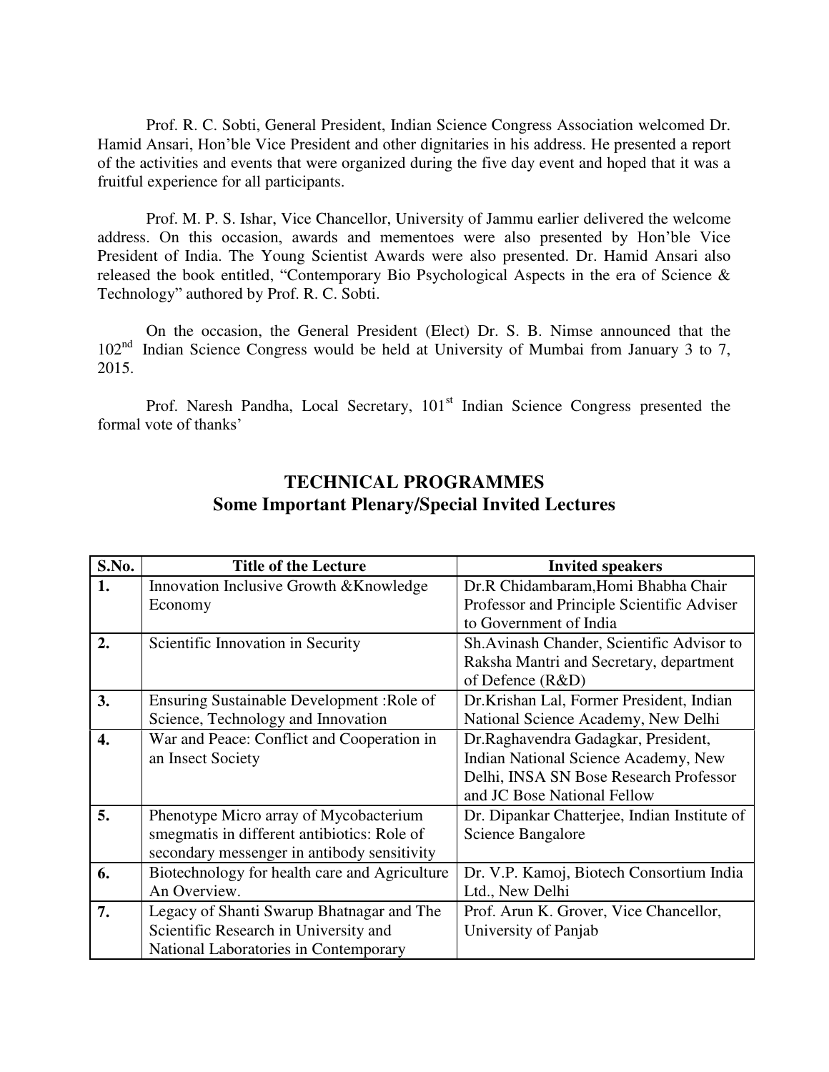Prof. R. C. Sobti, General President, Indian Science Congress Association welcomed Dr. Hamid Ansari, Hon'ble Vice President and other dignitaries in his address. He presented a report of the activities and events that were organized during the five day event and hoped that it was a fruitful experience for all participants.

Prof. M. P. S. Ishar, Vice Chancellor, University of Jammu earlier delivered the welcome address. On this occasion, awards and mementoes were also presented by Hon'ble Vice President of India. The Young Scientist Awards were also presented. Dr. Hamid Ansari also released the book entitled, "Contemporary Bio Psychological Aspects in the era of Science & Technology" authored by Prof. R. C. Sobti.

On the occasion, the General President (Elect) Dr. S. B. Nimse announced that the 102nd Indian Science Congress would be held at University of Mumbai from January 3 to 7, 2015.

Prof. Naresh Pandha, Local Secretary, 101st Indian Science Congress presented the formal vote of thanks'

## TECHNICAL PROGRAMMES
## Some Important Plenary/Special Invited Lectures

| S.No. | Title of the Lecture | Invited speakers |
|---|---|---|
| **1.** | Innovation Inclusive Growth &Knowledge Economy | Dr.R Chidambaram,Homi Bhabha Chair Professor and Principle Scientific Adviser to Government of India |
| **2.** | Scientific Innovation in Security | Sh.Avinash Chander, Scientific Advisor to Raksha Mantri and Secretary, department of Defence (R&D) |
| **3.** | Ensuring Sustainable Development :Role of Science, Technology and Innovation | Dr.Krishan Lal, Former President, Indian National Science Academy, New Delhi |
| **4.** | War and Peace: Conflict and Cooperation in an Insect Society | Dr.Raghavendra Gadagkar, President, Indian National Science Academy, New Delhi, INSA SN Bose Research Professor and JC Bose National Fellow |
| **5.** | Phenotype Micro array of Mycobacterium smegmatis in different antibiotics: Role of secondary messenger in antibody sensitivity | Dr. Dipankar Chatterjee, Indian Institute of Science Bangalore |
| **6.** | Biotechnology for health care and Agriculture An Overview. | Dr. V.P. Kamoj, Biotech Consortium India Ltd., New Delhi |
| **7.** | Legacy of Shanti Swarup Bhatnagar and The Scientific Research in University and National Laboratories in Contemporary | Prof. Arun K. Grover, Vice Chancellor, University of Panjab |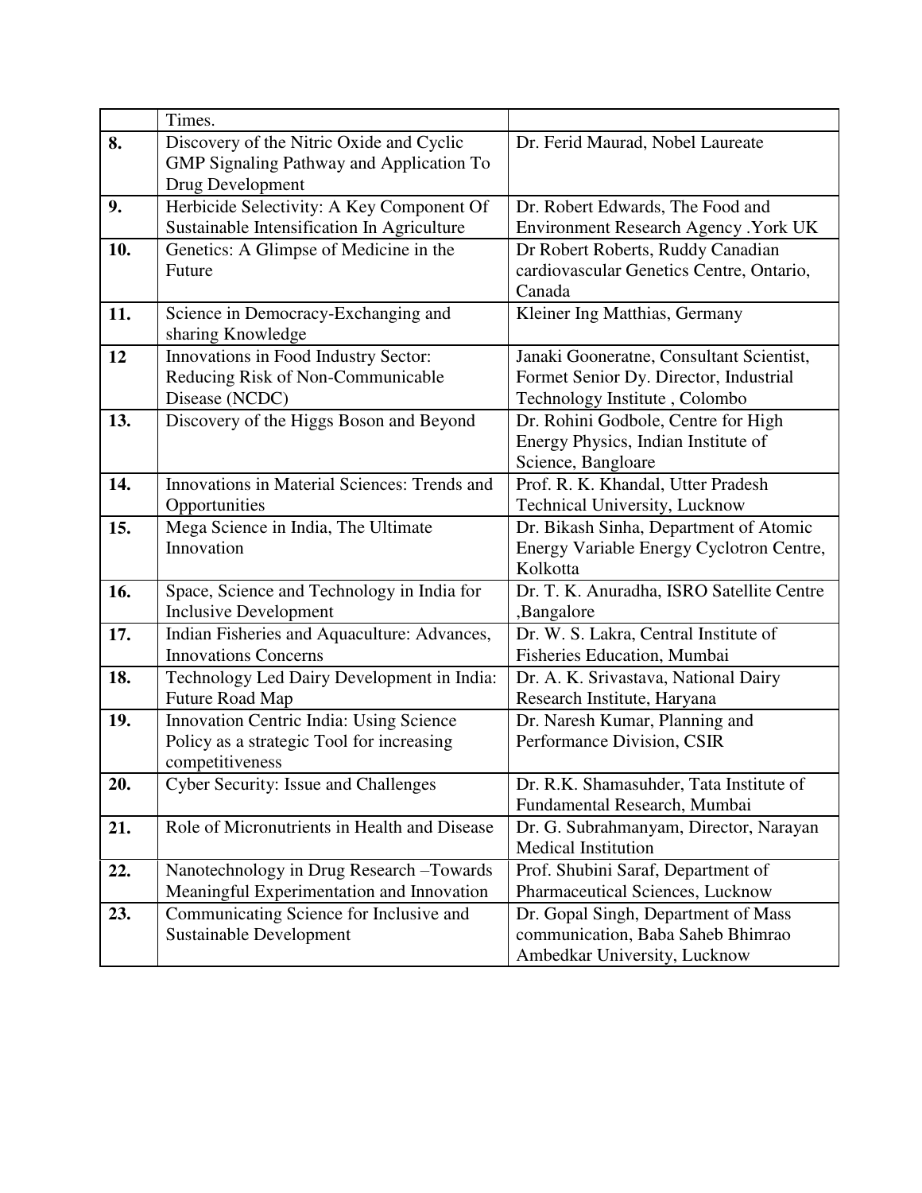| | | |
|---|---|---|
| | Times. | |
| **8.** | Discovery of the Nitric Oxide and Cyclic GMP Signaling Pathway and Application To Drug Development | Dr. Ferid Maurad, Nobel Laureate |
| **9.** | Herbicide Selectivity: A Key Component Of Sustainable Intensification In Agriculture | Dr. Robert Edwards, The Food and Environment Research Agency .York UK |
| **10.** | Genetics: A Glimpse of Medicine in the Future | Dr Robert Roberts, Ruddy Canadian cardiovascular Genetics Centre, Ontario, Canada |
| **11.** | Science in Democracy-Exchanging and sharing Knowledge | Kleiner Ing Matthias, Germany |
| **12** | Innovations in Food Industry Sector: Reducing Risk of Non-Communicable Disease (NCDC) | Janaki Gooneratne, Consultant Scientist, Formet Senior Dy. Director, Industrial Technology Institute , Colombo |
| **13.** | Discovery of the Higgs Boson and Beyond | Dr. Rohini Godbole, Centre for High Energy Physics, Indian Institute of Science, Bangloare |
| **14.** | Innovations in Material Sciences: Trends and Opportunities | Prof. R. K. Khandal, Utter Pradesh Technical University, Lucknow |
| **15.** | Mega Science in India, The Ultimate Innovation | Dr. Bikash Sinha, Department of Atomic Energy Variable Energy Cyclotron Centre, Kolkotta |
| **16.** | Space, Science and Technology in India for Inclusive Development | Dr. T. K. Anuradha, ISRO Satellite Centre ,Bangalore |
| **17.** | Indian Fisheries and Aquaculture: Advances, Innovations Concerns | Dr. W. S. Lakra, Central Institute of Fisheries Education, Mumbai |
| **18.** | Technology Led Dairy Development in India: Future Road Map | Dr. A. K. Srivastava, National Dairy Research Institute, Haryana |
| **19.** | Innovation Centric India: Using Science Policy as a strategic Tool for increasing competitiveness | Dr. Naresh Kumar, Planning and Performance Division, CSIR |
| **20.** | Cyber Security: Issue and Challenges | Dr. R.K. Shamasuhder, Tata Institute of Fundamental Research, Mumbai |
| **21.** | Role of Micronutrients in Health and Disease | Dr. G. Subrahmanyam, Director, Narayan Medical Institution |
| **22.** | Nanotechnology in Drug Research –Towards Meaningful Experimentation and Innovation | Prof. Shubini Saraf, Department of Pharmaceutical Sciences, Lucknow |
| **23.** | Communicating Science for Inclusive and Sustainable Development | Dr. Gopal Singh, Department of Mass communication, Baba Saheb Bhimrao Ambedkar University, Lucknow |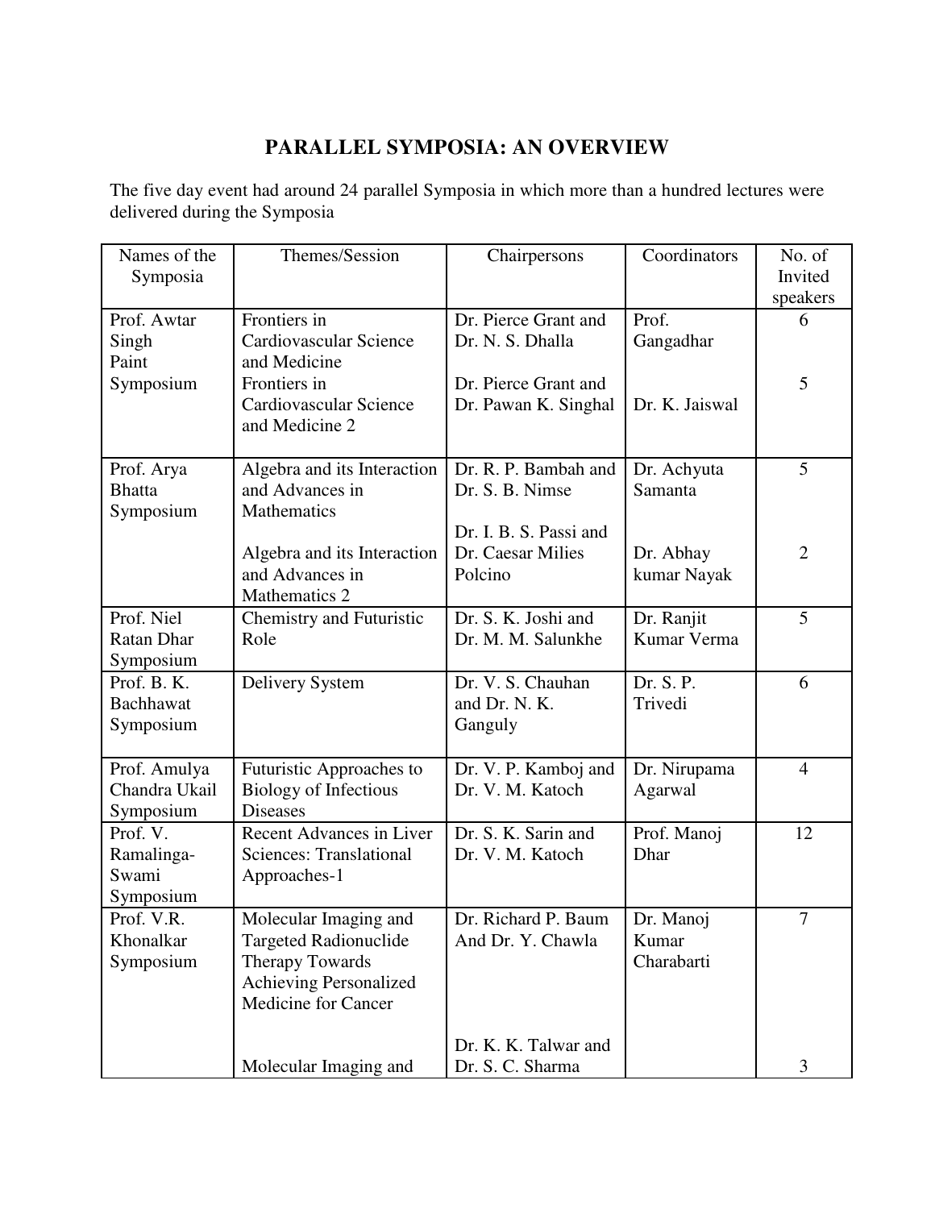# PARALLEL SYMPOSIA: AN OVERVIEW

The five day event had around 24 parallel Symposia in which more than a hundred lectures were delivered during the Symposia

| Names of the Symposia | Themes/Session | Chairpersons | Coordinators | No. of Invited speakers |
|---|---|---|---|---|
| Prof. Awtar Singh Paint Symposium | Frontiers in Cardiovascular Science and Medicine | Dr. Pierce Grant and Dr. N. S. Dhalla | Prof. Gangadhar | 6 |
| | Frontiers in Cardiovascular Science and Medicine 2 | Dr. Pierce Grant and Dr. Pawan K. Singhal | Dr. K. Jaiswal | 5 |
| Prof. Arya Bhatta Symposium | Algebra and its Interaction and Advances in Mathematics | Dr. R. P. Bambah and Dr. S. B. Nimse | Dr. Achyuta Samanta | 5 |
| | Algebra and its Interaction and Advances in Mathematics 2 | Dr. I. B. S. Passi and Dr. Caesar Milies Polcino | Dr. Abhay kumar Nayak | 2 |
| Prof. Niel Ratan Dhar Symposium | Chemistry and Futuristic Role | Dr. S. K. Joshi and Dr. M. M. Salunkhe | Dr. Ranjit Kumar Verma | 5 |
| Prof. B. K. Bachhawat Symposium | Delivery System | Dr. V. S. Chauhan and Dr. N. K. Ganguly | Dr. S. P. Trivedi | 6 |
| Prof. Amulya Chandra Ukail Symposium | Futuristic Approaches to Biology of Infectious Diseases | Dr. V. P. Kamboj and Dr. V. M. Katoch | Dr. Nirupama Agarwal | 4 |
| Prof. V. Ramalinga-Swami Symposium | Recent Advances in Liver Sciences: Translational Approaches-1 | Dr. S. K. Sarin and Dr. V. M. Katoch | Prof. Manoj Dhar | 12 |
| Prof. V.R. Khonalkar Symposium | Molecular Imaging and Targeted Radionuclide Therapy Towards Achieving Personalized Medicine for Cancer | Dr. Richard P. Baum And Dr. Y. Chawla | Dr. Manoj Kumar Charabarti | 7 |
| | Molecular Imaging and | Dr. K. K. Talwar and Dr. S. C. Sharma | | 3 |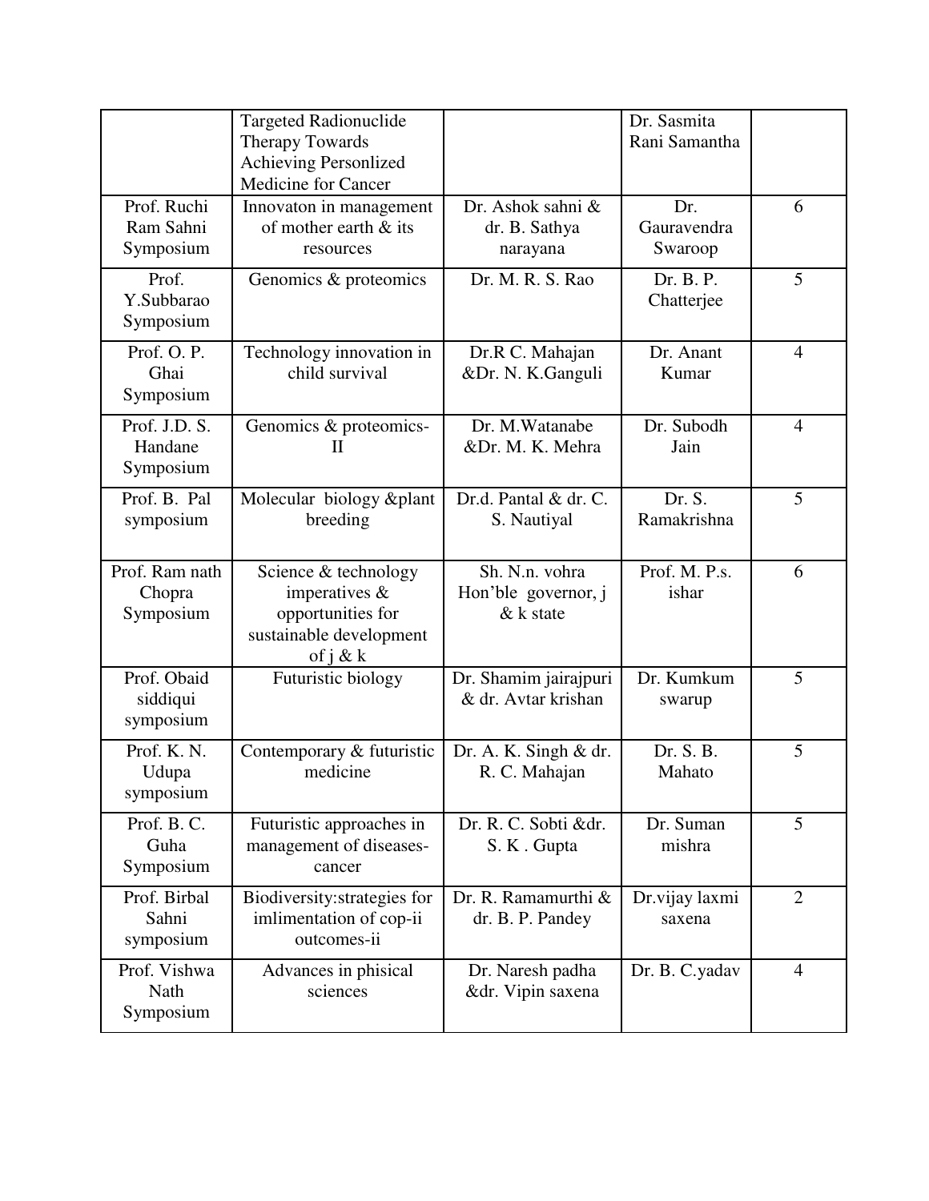|  |  |  |  |  |
|---|---|---|---|---|
|  | Targeted Radionuclide Therapy Towards Achieving Personlized Medicine for Cancer |  | Dr. Sasmita Rani Samantha |  |
| Prof. Ruchi Ram Sahni Symposium | Innovaton in management of mother earth & its resources | Dr. Ashok sahni & dr. B. Sathya narayana | Dr. Gauravendra Swaroop | 6 |
| Prof. Y.Subbarao Symposium | Genomics & proteomics | Dr. M. R. S. Rao | Dr. B. P. Chatterjee | 5 |
| Prof. O. P. Ghai Symposium | Technology innovation in child survival | Dr.R C. Mahajan &Dr. N. K.Ganguli | Dr. Anant Kumar | 4 |
| Prof. J.D. S. Handane Symposium | Genomics & proteomics-II | Dr. M.Watanabe &Dr. M. K. Mehra | Dr. Subodh Jain | 4 |
| Prof. B. Pal symposium | Molecular biology &plant breeding | Dr.d. Pantal & dr. C. S. Nautiyal | Dr. S. Ramakrishna | 5 |
| Prof. Ram nath Chopra Symposium | Science & technology imperatives & opportunities for sustainable development of j & k | Sh. N.n. vohra Hon'ble governor, j & k state | Prof. M. P.s. ishar | 6 |
| Prof. Obaid siddiqui symposium | Futuristic biology | Dr. Shamim jairajpuri & dr. Avtar krishan | Dr. Kumkum swarup | 5 |
| Prof. K. N. Udupa symposium | Contemporary & futuristic medicine | Dr. A. K. Singh & dr. R. C. Mahajan | Dr. S. B. Mahato | 5 |
| Prof. B. C. Guha Symposium | Futuristic approaches in management of diseases-cancer | Dr. R. C. Sobti &dr. S. K . Gupta | Dr. Suman mishra | 5 |
| Prof. Birbal Sahni symposium | Biodiversity:strategies for imlimentation of cop-ii outcomes-ii | Dr. R. Ramamurthi & dr. B. P. Pandey | Dr.vijay laxmi saxena | 2 |
| Prof. Vishwa Nath Symposium | Advances in phisical sciences | Dr. Naresh padha &dr. Vipin saxena | Dr. B. C.yadav | 4 |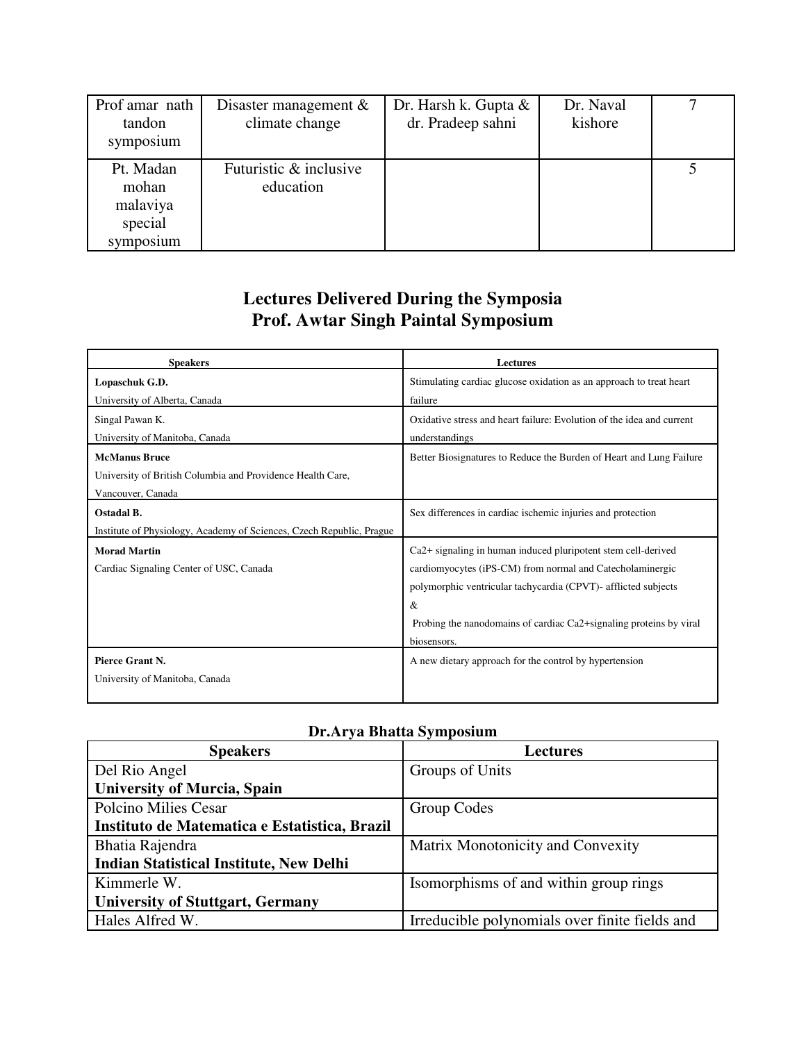| Prof amar nath tandon symposium | Disaster management & climate change | Dr. Harsh k. Gupta & dr. Pradeep sahni | Dr. Naval kishore | 7 |
|---|---|---|---|---|
| Pt. Madan mohan malaviya special symposium | Futuristic & inclusive education | | | 5 |

## Lectures Delivered During the Symposia
## Prof. Awtar Singh Paintal Symposium

| Speakers | Lectures |
|---|---|
| **Lopaschuk G.D.** University of Alberta, Canada | Stimulating cardiac glucose oxidation as an approach to treat heart failure |
| Singal Pawan K. University of Manitoba, Canada | Oxidative stress and heart failure: Evolution of the idea and current understandings |
| **McManus Bruce** University of British Columbia and Providence Health Care, Vancouver, Canada | Better Biosignatures to Reduce the Burden of Heart and Lung Failure |
| **Ostadal B.** Institute of Physiology, Academy of Sciences, Czech Republic, Prague | Sex differences in cardiac ischemic injuries and protection |
| **Morad Martin** Cardiac Signaling Center of USC, Canada | Ca2+ signaling in human induced pluripotent stem cell-derived cardiomyocytes (iPS-CM) from normal and Catecholaminergic polymorphic ventricular tachycardia (CPVT)- afflicted subjects & Probing the nanodomains of cardiac Ca2+signaling proteins by viral biosensors. |
| **Pierce Grant N.** University of Manitoba, Canada | A new dietary approach for the control by hypertension |

### Dr.Arya Bhatta Symposium

| Speakers | Lectures |
|---|---|
| Del Rio Angel **University of Murcia, Spain** | Groups of Units |
| Polcino Milies Cesar **Instituto de Matematica e Estatistica, Brazil** | Group Codes |
| Bhatia Rajendra **Indian Statistical Institute, New Delhi** | Matrix Monotonicity and Convexity |
| Kimmerle W. **University of Stuttgart, Germany** | Isomorphisms of and within group rings |
| Hales Alfred W. | Irreducible polynomials over finite fields and |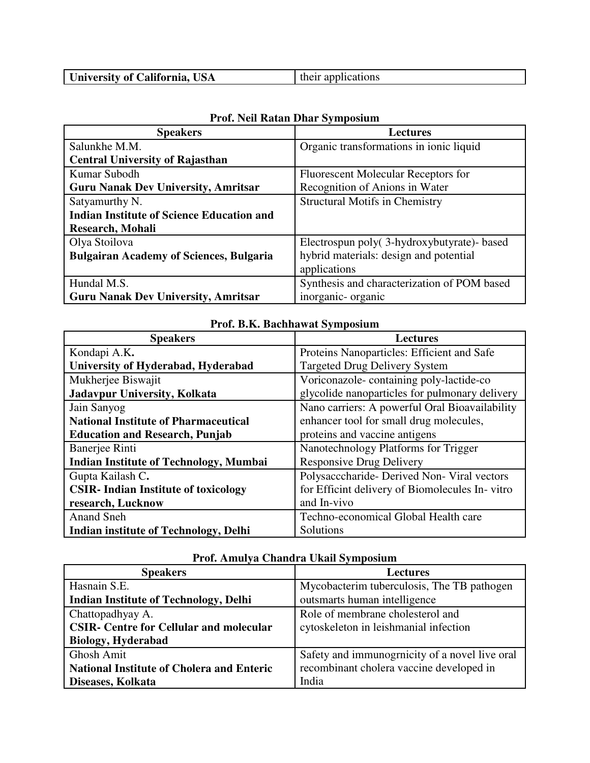| **University of California, USA** | their applications |
|---|---|

**Prof. Neil Ratan Dhar Symposium**

| Speakers | Lectures |
|---|---|
| Salunkhe M.M. **Central University of Rajasthan** | Organic transformations in ionic liquid |
| Kumar Subodh **Guru Nanak Dev University, Amritsar** | Fluorescent Molecular Receptors for Recognition of Anions in Water |
| Satyamurthy N. **Indian Institute of Science Education and Research, Mohali** | Structural Motifs in Chemistry |
| Olya Stoilova **Bulgairan Academy of Sciences, Bulgaria** | Electrospun poly( 3-hydroxybutyrate)- based hybrid materials: design and potential applications |
| Hundal M.S. **Guru Nanak Dev University, Amritsar** | Synthesis and characterization of POM based inorganic- organic |

**Prof. B.K. Bachhawat Symposium**

| Speakers | Lectures |
|---|---|
| Kondapi A.K**.** **University of Hyderabad, Hyderabad** | Proteins Nanoparticles: Efficient and Safe Targeted Drug Delivery System |
| Mukherjee Biswajit **Jadavpur University, Kolkata** | Voriconazole- containing poly-lactide-co glycolide nanoparticles for pulmonary delivery |
| Jain Sanyog **National Institute of Pharmaceutical Education and Research, Punjab** | Nano carriers: A powerful Oral Bioavailability enhancer tool for small drug molecules, proteins and vaccine antigens |
| Banerjee Rinti **Indian Institute of Technology, Mumbai** | Nanotechnology Platforms for Trigger Responsive Drug Delivery |
| Gupta Kailash C**.** **CSIR- Indian Institute of toxicology research, Lucknow** | Polysacccharide- Derived Non- Viral vectors for Efficint delivery of Biomolecules In- vitro and In-vivo |
| Anand Sneh **Indian institute of Technology, Delhi** | Techno-economical Global Health care Solutions |

**Prof. Amulya Chandra Ukail Symposium**

| Speakers | Lectures |
|---|---|
| Hasnain S.E. **Indian Institute of Technology, Delhi** | Mycobacterim tuberculosis, The TB pathogen outsmarts human intelligence |
| Chattopadhyay A. **CSIR- Centre for Cellular and molecular Biology, Hyderabad** | Role of membrane cholesterol and cytoskeleton in leishmanial infection |
| Ghosh Amit **National Institute of Cholera and Enteric Diseases, Kolkata** | Safety and immunogrnicity of a novel live oral recombinant cholera vaccine developed in India |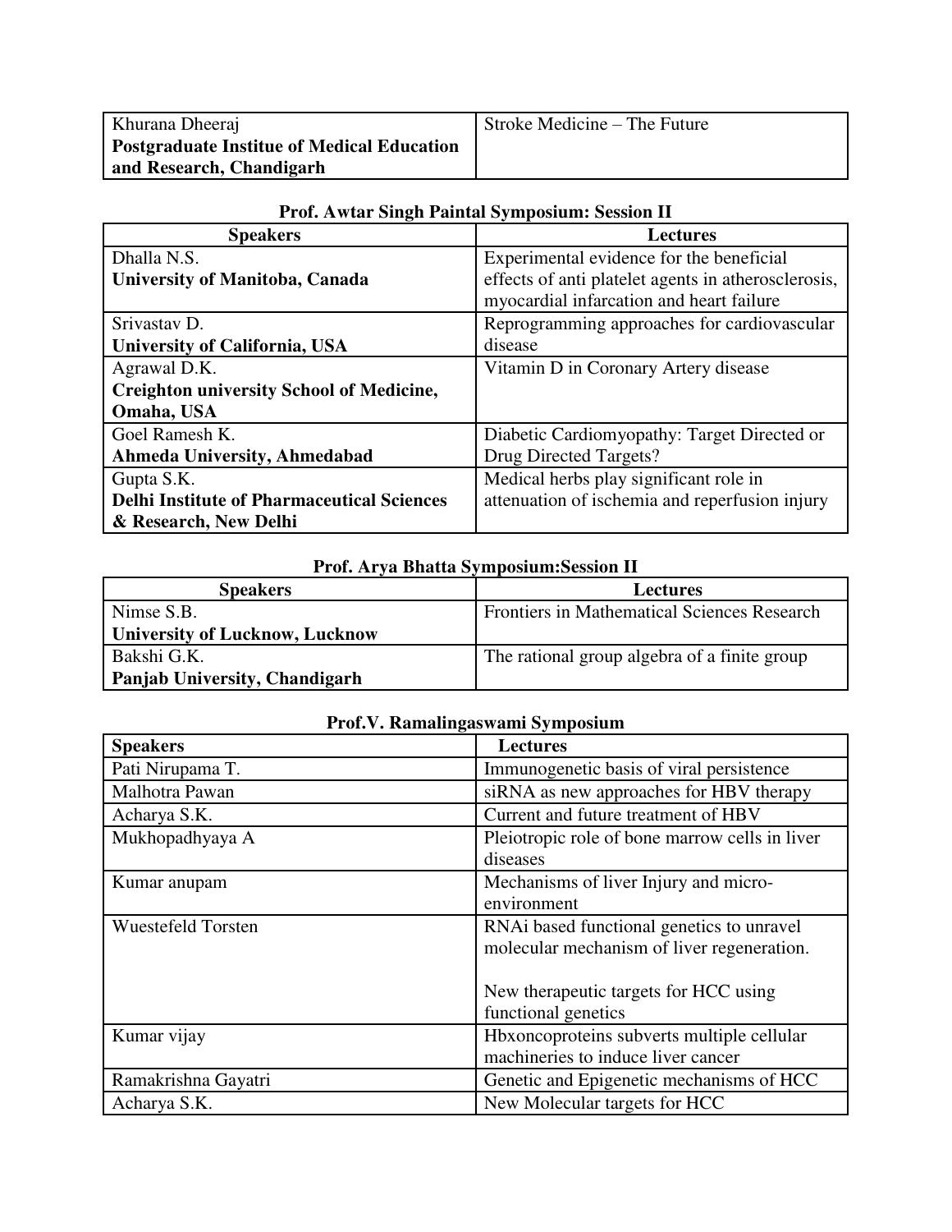| | |
|---|---|
| Khurana Dheeraj<br>**Postgraduate Institue of Medical Education and Research, Chandigarh** | Stroke Medicine – The Future |

**Prof. Awtar Singh Paintal Symposium: Session II**

| Speakers | Lectures |
|---|---|
| Dhalla N.S.<br>**University of Manitoba, Canada** | Experimental evidence for the beneficial effects of anti platelet agents in atherosclerosis, myocardial infarcation and heart failure |
| Srivastav D.<br>**University of California, USA** | Reprogramming approaches for cardiovascular disease |
| Agrawal D.K.<br>**Creighton university School of Medicine, Omaha, USA** | Vitamin D in Coronary Artery disease |
| Goel Ramesh K.<br>**Ahmeda University, Ahmedabad** | Diabetic Cardiomyopathy: Target Directed or Drug Directed Targets? |
| Gupta S.K.<br>**Delhi Institute of Pharmaceutical Sciences & Research, New Delhi** | Medical herbs play significant role in attenuation of ischemia and reperfusion injury |

**Prof. Arya Bhatta Symposium:Session II**

| Speakers | Lectures |
|---|---|
| Nimse S.B.<br>**University of Lucknow, Lucknow** | Frontiers in Mathematical Sciences Research |
| Bakshi G.K.<br>**Panjab University, Chandigarh** | The rational group algebra of a finite group |

**Prof.V. Ramalingaswami Symposium**

| **Speakers** | **Lectures** |
|---|---|
| Pati Nirupama T. | Immunogenetic basis of viral persistence |
| Malhotra Pawan | siRNA as new approaches for HBV therapy |
| Acharya S.K. | Current and future treatment of HBV |
| Mukhopadhyaya A | Pleiotropic role of bone marrow cells in liver diseases |
| Kumar anupam | Mechanisms of liver Injury and micro-environment |
| Wuestefeld Torsten | RNAi based functional genetics to unravel molecular mechanism of liver regeneration.<br><br>New therapeutic targets for HCC using functional genetics |
| Kumar vijay | Hbxoncoproteins subverts multiple cellular machineries to induce liver cancer |
| Ramakrishna Gayatri | Genetic and Epigenetic mechanisms of HCC |
| Acharya S.K. | New Molecular targets for HCC |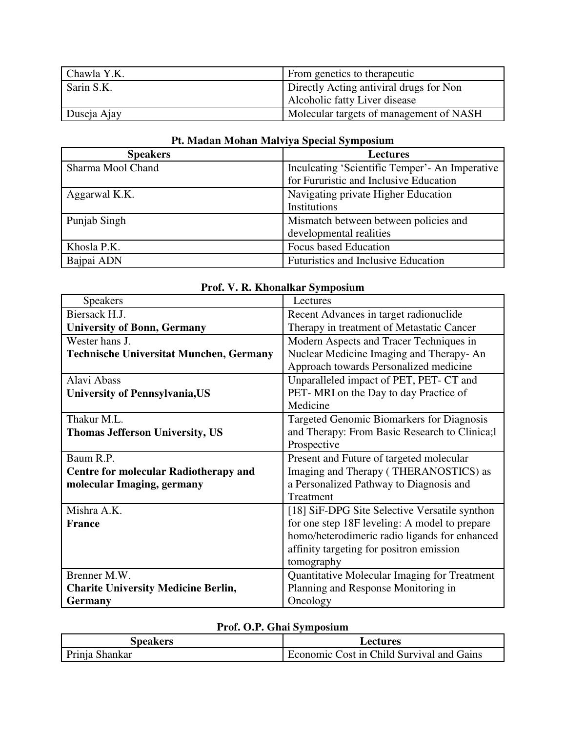| | |
|---|---|
| Chawla Y.K. | From genetics to therapeutic |
| Sarin S.K. | Directly Acting antiviral drugs for Non Alcoholic fatty Liver disease |
| Duseja Ajay | Molecular targets of management of NASH |

**Pt. Madan Mohan Malviya Special Symposium**

| Speakers | Lectures |
|---|---|
| Sharma Mool Chand | Inculcating 'Scientific Temper'- An Imperative for Fururistic and Inclusive Education |
| Aggarwal K.K. | Navigating private Higher Education Institutions |
| Punjab Singh | Mismatch between between policies and developmental realities |
| Khosla P.K. | Focus based Education |
| Bajpai ADN | Futuristics and Inclusive Education |

**Prof. V. R. Khonalkar Symposium**

| Speakers | Lectures |
|---|---|
| Biersack H.J. **University of Bonn, Germany** | Recent Advances in target radionuclide Therapy in treatment of Metastatic Cancer |
| Wester hans J. **Technische Universitat Munchen, Germany** | Modern Aspects and Tracer Techniques in Nuclear Medicine Imaging and Therapy- An Approach towards Personalized medicine |
| Alavi Abass **University of Pennsylvania,US** | Unparalleled impact of PET, PET- CT and PET- MRI on the Day to day Practice of Medicine |
| Thakur M.L. **Thomas Jefferson University, US** | Targeted Genomic Biomarkers for Diagnosis and Therapy: From Basic Research to Clinica;l Prospective |
| Baum R.P. **Centre for molecular Radiotherapy and molecular Imaging, germany** | Present and Future of targeted molecular Imaging and Therapy ( THERANOSTICS) as a Personalized Pathway to Diagnosis and Treatment |
| Mishra A.K. **France** | [18] SiF-DPG Site Selective Versatile synthon for one step 18F leveling: A model to prepare homo/heterodimeric radio ligands for enhanced affinity targeting for positron emission tomography |
| Brenner M.W. **Charite University Medicine Berlin, Germany** | Quantitative Molecular Imaging for Treatment Planning and Response Monitoring in Oncology |

**Prof. O.P. Ghai Symposium**

| Speakers | Lectures |
|---|---|
| Prinja Shankar | Economic Cost in Child Survival and Gains |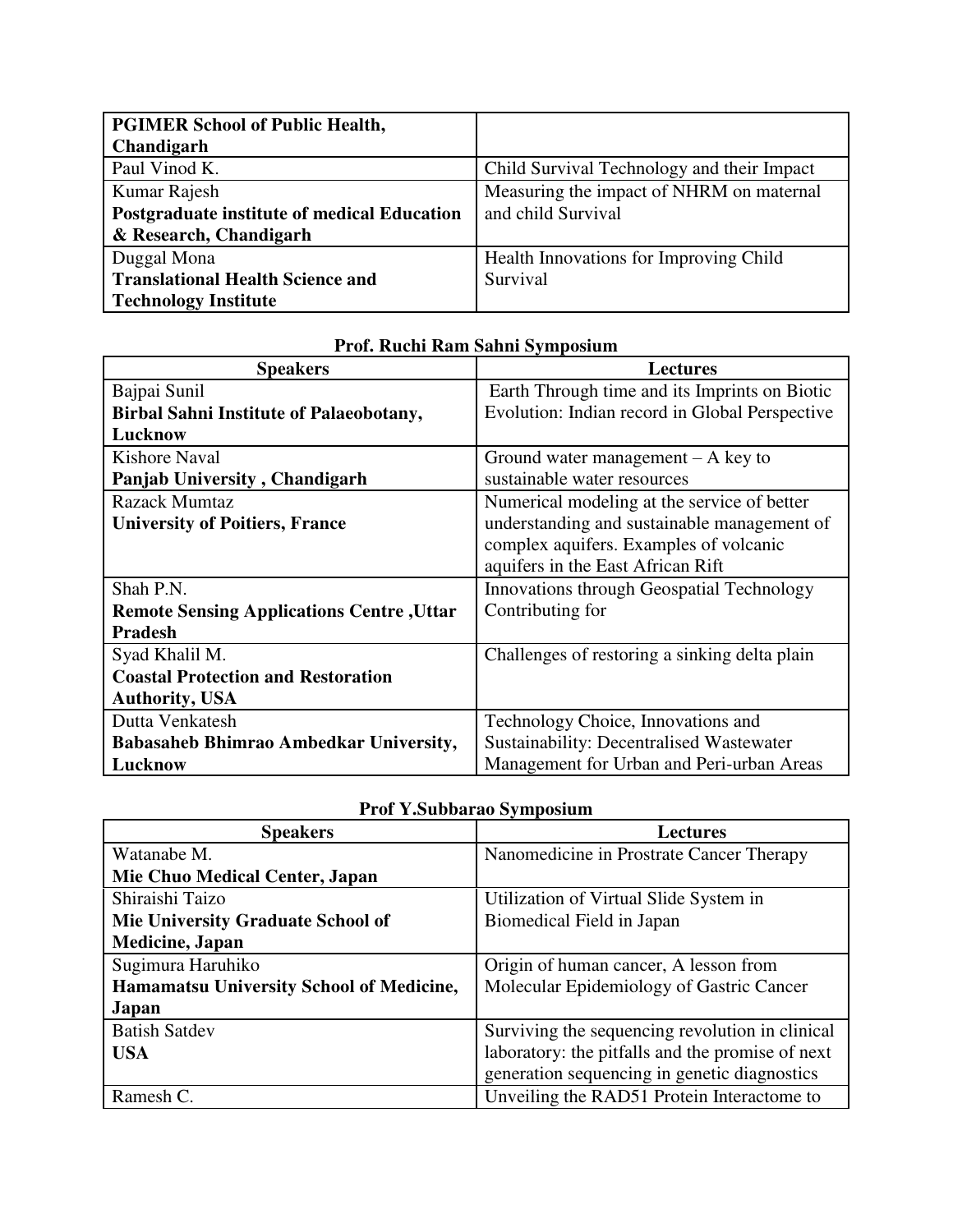| **PGIMER School of Public Health, Chandigarh** | |
|---|---|
| Paul Vinod K. | Child Survival Technology and their Impact |
| Kumar Rajesh **Postgraduate institute of medical Education & Research, Chandigarh** | Measuring the impact of NHRM on maternal and child Survival |
| Duggal Mona **Translational Health Science and Technology Institute** | Health Innovations for Improving Child Survival |

### Prof. Ruchi Ram Sahni Symposium

| Speakers | Lectures |
|---|---|
| Bajpai Sunil **Birbal Sahni Institute of Palaeobotany, Lucknow** | Earth Through time and its Imprints on Biotic Evolution: Indian record in Global Perspective |
| Kishore Naval **Panjab University , Chandigarh** | Ground water management – A key to sustainable water resources |
| Razack Mumtaz **University of Poitiers, France** | Numerical modeling at the service of better understanding and sustainable management of complex aquifers. Examples of volcanic aquifers in the East African Rift |
| Shah P.N. **Remote Sensing Applications Centre ,Uttar Pradesh** | Innovations through Geospatial Technology Contributing for |
| Syad Khalil M. **Coastal Protection and Restoration Authority, USA** | Challenges of restoring a sinking delta plain |
| Dutta Venkatesh **Babasaheb Bhimrao Ambedkar University, Lucknow** | Technology Choice, Innovations and Sustainability: Decentralised Wastewater Management for Urban and Peri-urban Areas |

### Prof Y.Subbarao Symposium

| Speakers | Lectures |
|---|---|
| Watanabe M. **Mie Chuo Medical Center, Japan** | Nanomedicine in Prostrate Cancer Therapy |
| Shiraishi Taizo **Mie University Graduate School of Medicine, Japan** | Utilization of Virtual Slide System in Biomedical Field in Japan |
| Sugimura Haruhiko **Hamamatsu University School of Medicine, Japan** | Origin of human cancer, A lesson from Molecular Epidemiology of Gastric Cancer |
| Batish Satdev **USA** | Surviving the sequencing revolution in clinical laboratory: the pitfalls and the promise of next generation sequencing in genetic diagnostics |
| Ramesh C. | Unveiling the RAD51 Protein Interactome to |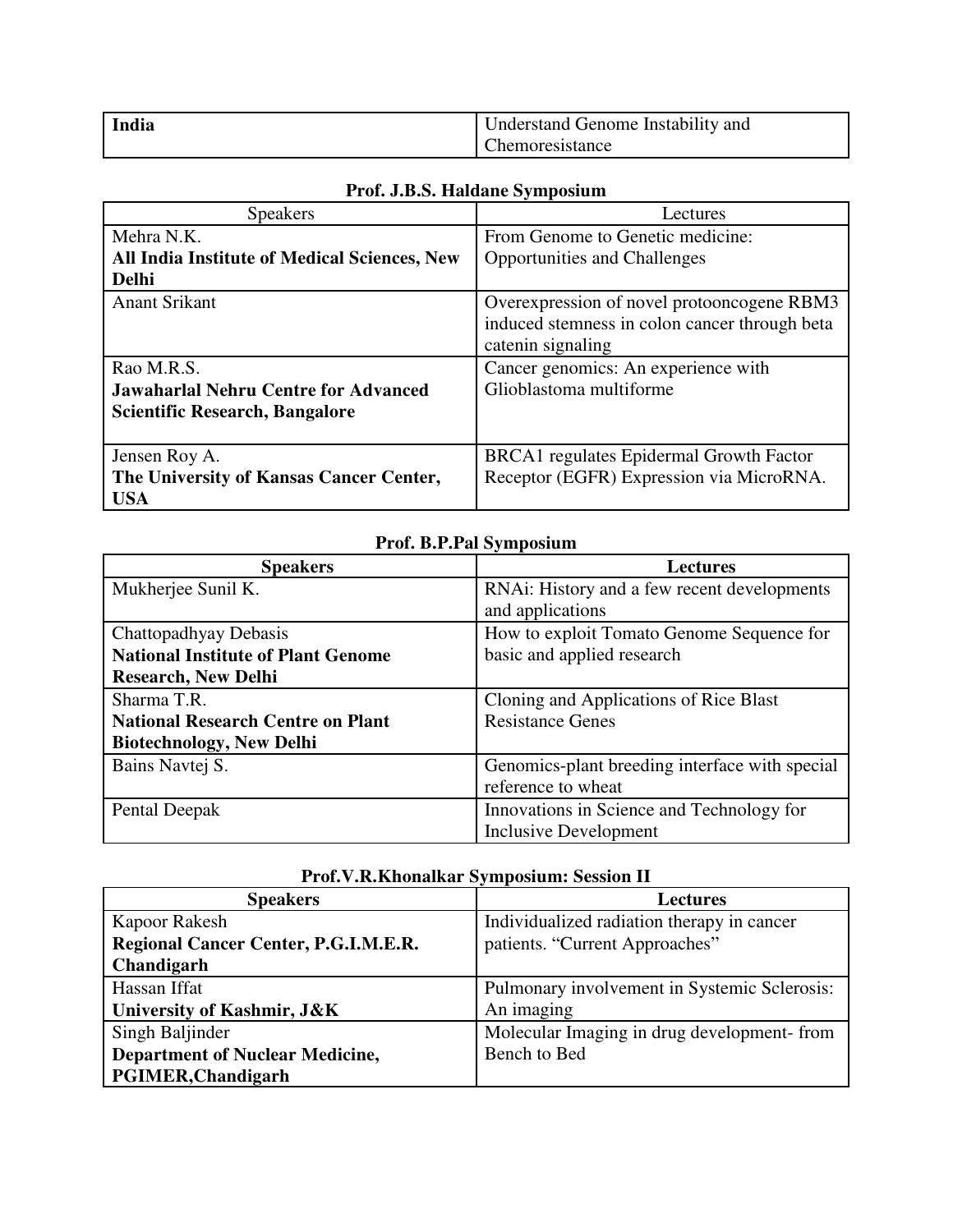| India | Understand Genome Instability and Chemoresistance |
|---|---|

### Prof. J.B.S. Haldane Symposium

| Speakers | Lectures |
|---|---|
| Mehra N.K.<br>**All India Institute of Medical Sciences, New Delhi** | From Genome to Genetic medicine: Opportunities and Challenges |
| Anant Srikant | Overexpression of novel protooncogene RBM3 induced stemness in colon cancer through beta catenin signaling |
| Rao M.R.S.<br>**Jawaharlal Nehru Centre for Advanced Scientific Research, Bangalore** | Cancer genomics: An experience with Glioblastoma multiforme |
| Jensen Roy A.<br>**The University of Kansas Cancer Center, USA** | BRCA1 regulates Epidermal Growth Factor Receptor (EGFR) Expression via MicroRNA. |

### Prof. B.P.Pal Symposium

| **Speakers** | **Lectures** |
|---|---|
| Mukherjee Sunil K. | RNAi: History and a few recent developments and applications |
| Chattopadhyay Debasis<br>**National Institute of Plant Genome Research, New Delhi** | How to exploit Tomato Genome Sequence for basic and applied research |
| Sharma T.R.<br>**National Research Centre on Plant Biotechnology, New Delhi** | Cloning and Applications of Rice Blast Resistance Genes |
| Bains Navtej S. | Genomics-plant breeding interface with special reference to wheat |
| Pental Deepak | Innovations in Science and Technology for Inclusive Development |

### Prof.V.R.Khonalkar Symposium: Session II

| **Speakers** | **Lectures** |
|---|---|
| Kapoor Rakesh<br>**Regional Cancer Center, P.G.I.M.E.R. Chandigarh** | Individualized radiation therapy in cancer patients. “Current Approaches” |
| Hassan Iffat<br>**University of Kashmir, J&K** | Pulmonary involvement in Systemic Sclerosis: An imaging |
| Singh Baljinder<br>**Department of Nuclear Medicine, PGIMER,Chandigarh** | Molecular Imaging in drug development- from Bench to Bed |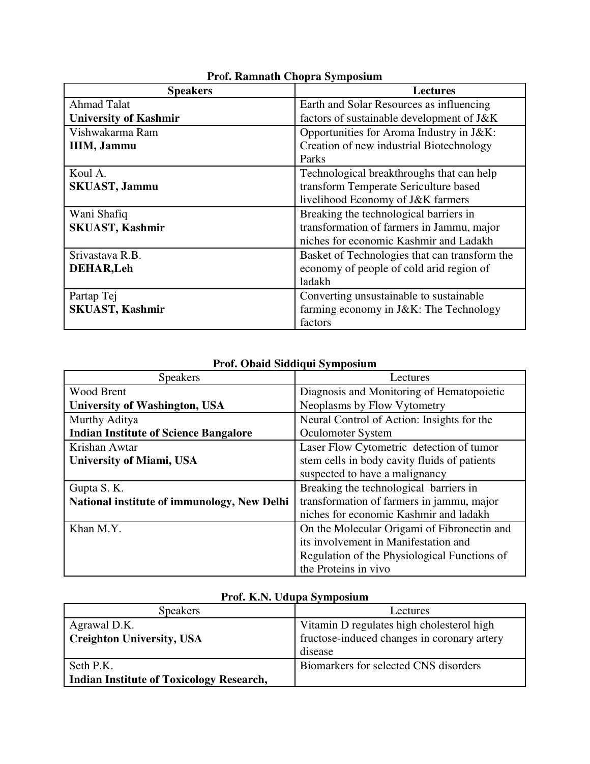**Prof. Ramnath Chopra Symposium**

| **Speakers** | **Lectures** |
|---|---|
| Ahmad Talat **University of Kashmir** | Earth and Solar Resources as influencing factors of sustainable development of J&K |
| Vishwakarma Ram **IIIM, Jammu** | Opportunities for Aroma Industry in J&K: Creation of new industrial Biotechnology Parks |
| Koul A. **SKUAST, Jammu** | Technological breakthroughs that can help transform Temperate Sericulture based livelihood Economy of J&K farmers |
| Wani Shafiq **SKUAST, Kashmir** | Breaking the technological barriers in transformation of farmers in Jammu, major niches for economic Kashmir and Ladakh |
| Srivastava R.B. **DEHAR,Leh** | Basket of Technologies that can transform the economy of people of cold arid region of ladakh |
| Partap Tej **SKUAST, Kashmir** | Converting unsustainable to sustainable farming economy in J&K: The Technology factors |

**Prof. Obaid Siddiqui Symposium**

| Speakers | Lectures |
|---|---|
| Wood Brent **University of Washington, USA** | Diagnosis and Monitoring of Hematopoietic Neoplasms by Flow Vytometry |
| Murthy Aditya **Indian Institute of Science Bangalore** | Neural Control of Action: Insights for the Oculomoter System |
| Krishan Awtar **University of Miami, USA** | Laser Flow Cytometric detection of tumor stem cells in body cavity fluids of patients suspected to have a malignancy |
| Gupta S. K. **National institute of immunology, New Delhi** | Breaking the technological barriers in transformation of farmers in jammu, major niches for economic Kashmir and ladakh |
| Khan M.Y. | On the Molecular Origami of Fibronectin and its involvement in Manifestation and Regulation of the Physiological Functions of the Proteins in vivo |

**Prof. K.N. Udupa Symposium**

| Speakers | Lectures |
|---|---|
| Agrawal D.K. **Creighton University, USA** | Vitamin D regulates high cholesterol high fructose-induced changes in coronary artery disease |
| Seth P.K. **Indian Institute of Toxicology Research,** | Biomarkers for selected CNS disorders |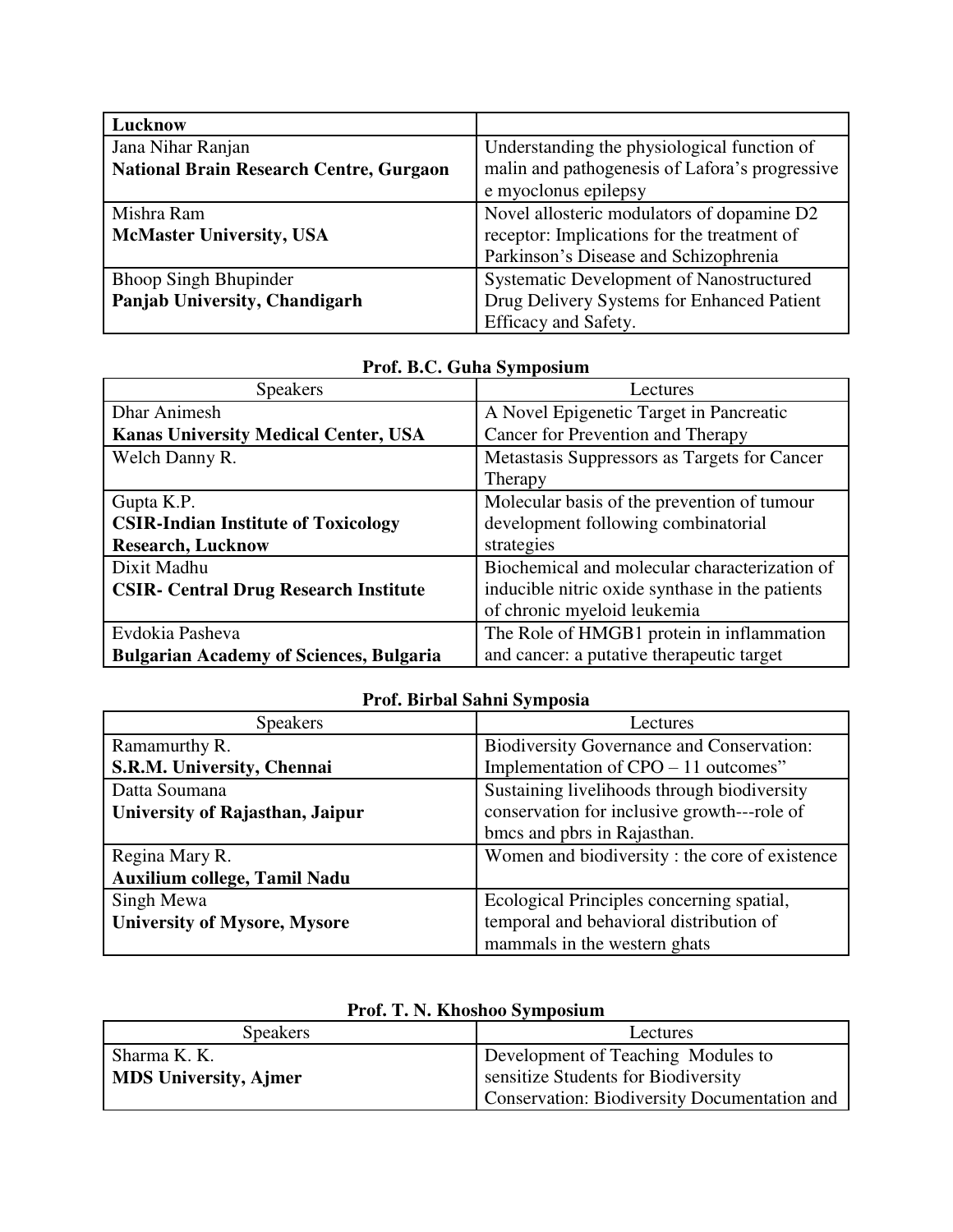| | |
|---|---|
| **Lucknow** | |
| Jana Nihar Ranjan **National Brain Research Centre, Gurgaon** | Understanding the physiological function of malin and pathogenesis of Lafora's progressive e myoclonus epilepsy |
| Mishra Ram **McMaster University, USA** | Novel allosteric modulators of dopamine D2 receptor: Implications for the treatment of Parkinson's Disease and Schizophrenia |
| Bhoop Singh Bhupinder **Panjab University, Chandigarh** | Systematic Development of Nanostructured Drug Delivery Systems for Enhanced Patient Efficacy and Safety. |

**Prof. B.C. Guha Symposium**

| Speakers | Lectures |
|---|---|
| Dhar Animesh **Kanas University Medical Center, USA** | A Novel Epigenetic Target in Pancreatic Cancer for Prevention and Therapy |
| Welch Danny R. | Metastasis Suppressors as Targets for Cancer Therapy |
| Gupta K.P. **CSIR-Indian Institute of Toxicology Research, Lucknow** | Molecular basis of the prevention of tumour development following combinatorial strategies |
| Dixit Madhu **CSIR- Central Drug Research Institute** | Biochemical and molecular characterization of inducible nitric oxide synthase in the patients of chronic myeloid leukemia |
| Evdokia Pasheva **Bulgarian Academy of Sciences, Bulgaria** | The Role of HMGB1 protein in inflammation and cancer: a putative therapeutic target |

**Prof. Birbal Sahni Symposia**

| Speakers | Lectures |
|---|---|
| Ramamurthy R. **S.R.M. University, Chennai** | Biodiversity Governance and Conservation: Implementation of CPO – 11 outcomes" |
| Datta Soumana **University of Rajasthan, Jaipur** | Sustaining livelihoods through biodiversity conservation for inclusive growth---role of bmcs and pbrs in Rajasthan. |
| Regina Mary R. **Auxilium college, Tamil Nadu** | Women and biodiversity : the core of existence |
| Singh Mewa **University of Mysore, Mysore** | Ecological Principles concerning spatial, temporal and behavioral distribution of mammals in the western ghats |

**Prof. T. N. Khoshoo Symposium**

| Speakers | Lectures |
|---|---|
| Sharma K. K. **MDS University, Ajmer** | Development of Teaching Modules to sensitize Students for Biodiversity Conservation: Biodiversity Documentation and |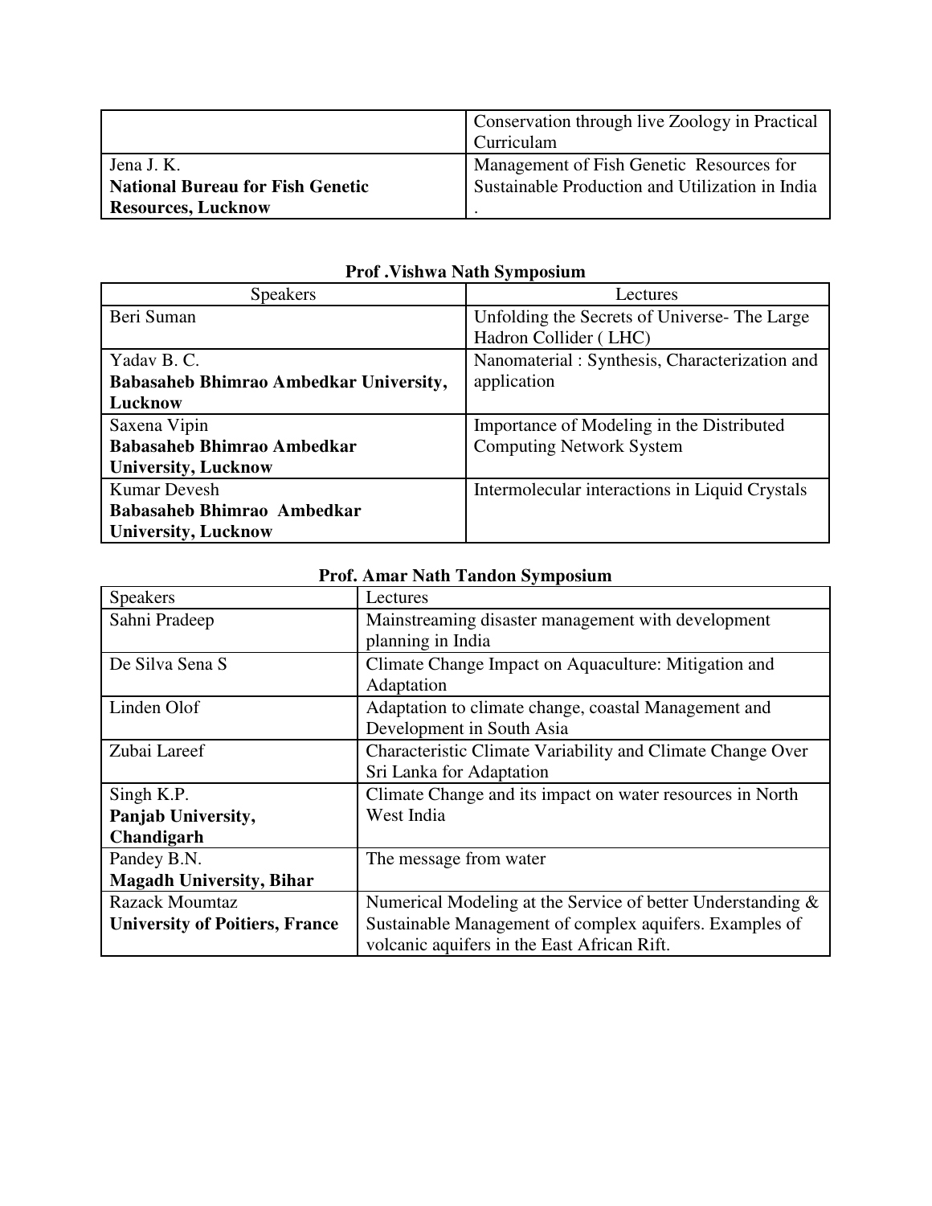| | |
|---|---|
| | Conservation through live Zoology in Practical Curriculam |
| Jena J. K.<br>**National Bureau for Fish Genetic Resources, Lucknow** | Management of Fish Genetic Resources for Sustainable Production and Utilization in India<br>. |

**Prof .Vishwa Nath Symposium**

| Speakers | Lectures |
|---|---|
| Beri Suman | Unfolding the Secrets of Universe- The Large Hadron Collider ( LHC) |
| Yadav B. C.<br>**Babasaheb Bhimrao Ambedkar University, Lucknow** | Nanomaterial : Synthesis, Characterization and application |
| Saxena Vipin<br>**Babasaheb Bhimrao Ambedkar University, Lucknow** | Importance of Modeling in the Distributed Computing Network System |
| Kumar Devesh<br>**Babasaheb Bhimrao Ambedkar University, Lucknow** | Intermolecular interactions in Liquid Crystals |

**Prof. Amar Nath Tandon Symposium**

| Speakers | Lectures |
|---|---|
| Sahni Pradeep | Mainstreaming disaster management with development planning in India |
| De Silva Sena S | Climate Change Impact on Aquaculture: Mitigation and Adaptation |
| Linden Olof | Adaptation to climate change, coastal Management and Development in South Asia |
| Zubai Lareef | Characteristic Climate Variability and Climate Change Over Sri Lanka for Adaptation |
| Singh K.P.<br>**Panjab University, Chandigarh** | Climate Change and its impact on water resources in North West India |
| Pandey B.N.<br>**Magadh University, Bihar** | The message from water |
| Razack Moumtaz<br>**University of Poitiers, France** | Numerical Modeling at the Service of better Understanding & Sustainable Management of complex aquifers. Examples of volcanic aquifers in the East African Rift. |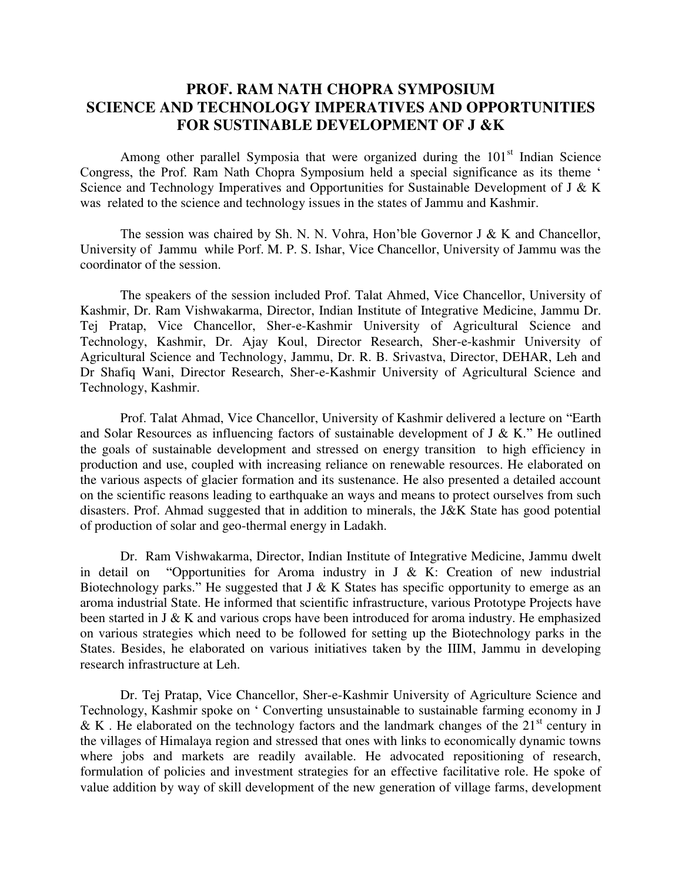# PROF. RAM NATH CHOPRA SYMPOSIUM
# SCIENCE AND TECHNOLOGY IMPERATIVES AND OPPORTUNITIES FOR SUSTINABLE DEVELOPMENT OF J &K

Among other parallel Symposia that were organized during the 101st Indian Science Congress, the Prof. Ram Nath Chopra Symposium held a special significance as its theme ' Science and Technology Imperatives and Opportunities for Sustainable Development of J & K was related to the science and technology issues in the states of Jammu and Kashmir.

The session was chaired by Sh. N. N. Vohra, Hon'ble Governor J & K and Chancellor, University of Jammu while Porf. M. P. S. Ishar, Vice Chancellor, University of Jammu was the coordinator of the session.

The speakers of the session included Prof. Talat Ahmed, Vice Chancellor, University of Kashmir, Dr. Ram Vishwakarma, Director, Indian Institute of Integrative Medicine, Jammu Dr. Tej Pratap, Vice Chancellor, Sher-e-Kashmir University of Agricultural Science and Technology, Kashmir, Dr. Ajay Koul, Director Research, Sher-e-kashmir University of Agricultural Science and Technology, Jammu, Dr. R. B. Srivastva, Director, DEHAR, Leh and Dr Shafiq Wani, Director Research, Sher-e-Kashmir University of Agricultural Science and Technology, Kashmir.

Prof. Talat Ahmad, Vice Chancellor, University of Kashmir delivered a lecture on "Earth and Solar Resources as influencing factors of sustainable development of J & K." He outlined the goals of sustainable development and stressed on energy transition to high efficiency in production and use, coupled with increasing reliance on renewable resources. He elaborated on the various aspects of glacier formation and its sustenance. He also presented a detailed account on the scientific reasons leading to earthquake an ways and means to protect ourselves from such disasters. Prof. Ahmad suggested that in addition to minerals, the J&K State has good potential of production of solar and geo-thermal energy in Ladakh.

Dr. Ram Vishwakarma, Director, Indian Institute of Integrative Medicine, Jammu dwelt in detail on "Opportunities for Aroma industry in J & K: Creation of new industrial Biotechnology parks." He suggested that J & K States has specific opportunity to emerge as an aroma industrial State. He informed that scientific infrastructure, various Prototype Projects have been started in J & K and various crops have been introduced for aroma industry. He emphasized on various strategies which need to be followed for setting up the Biotechnology parks in the States. Besides, he elaborated on various initiatives taken by the IIIM, Jammu in developing research infrastructure at Leh.

Dr. Tej Pratap, Vice Chancellor, Sher-e-Kashmir University of Agriculture Science and Technology, Kashmir spoke on ' Converting unsustainable to sustainable farming economy in J & K . He elaborated on the technology factors and the landmark changes of the 21st century in the villages of Himalaya region and stressed that ones with links to economically dynamic towns where jobs and markets are readily available. He advocated repositioning of research, formulation of policies and investment strategies for an effective facilitative role. He spoke of value addition by way of skill development of the new generation of village farms, development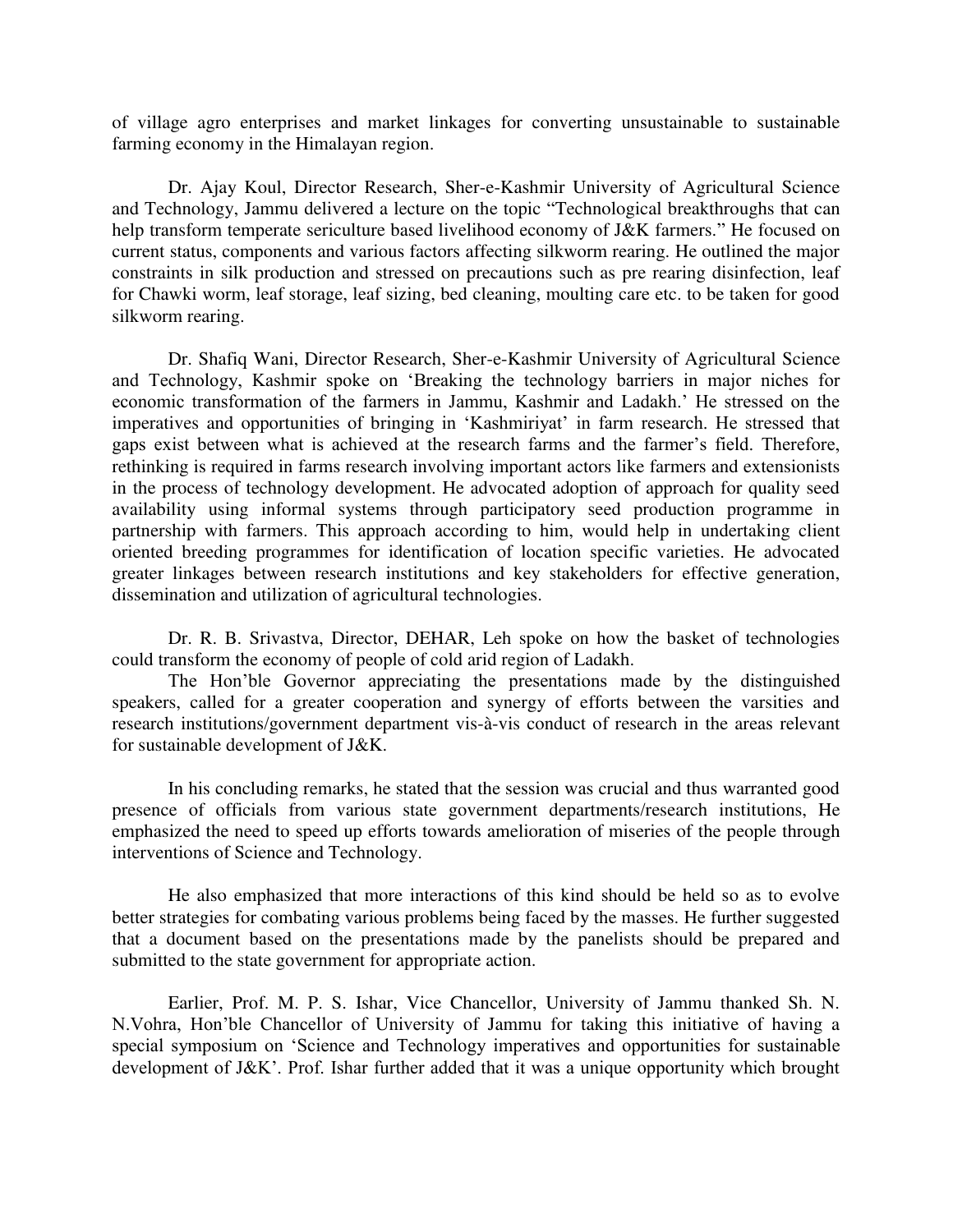of village agro enterprises and market linkages for converting unsustainable to sustainable farming economy in the Himalayan region.

Dr. Ajay Koul, Director Research, Sher-e-Kashmir University of Agricultural Science and Technology, Jammu delivered a lecture on the topic "Technological breakthroughs that can help transform temperate sericulture based livelihood economy of J&K farmers." He focused on current status, components and various factors affecting silkworm rearing. He outlined the major constraints in silk production and stressed on precautions such as pre rearing disinfection, leaf for Chawki worm, leaf storage, leaf sizing, bed cleaning, moulting care etc. to be taken for good silkworm rearing.

Dr. Shafiq Wani, Director Research, Sher-e-Kashmir University of Agricultural Science and Technology, Kashmir spoke on 'Breaking the technology barriers in major niches for economic transformation of the farmers in Jammu, Kashmir and Ladakh.' He stressed on the imperatives and opportunities of bringing in 'Kashmiriyat' in farm research. He stressed that gaps exist between what is achieved at the research farms and the farmer's field. Therefore, rethinking is required in farms research involving important actors like farmers and extensionists in the process of technology development. He advocated adoption of approach for quality seed availability using informal systems through participatory seed production programme in partnership with farmers. This approach according to him, would help in undertaking client oriented breeding programmes for identification of location specific varieties. He advocated greater linkages between research institutions and key stakeholders for effective generation, dissemination and utilization of agricultural technologies.

Dr. R. B. Srivastva, Director, DEHAR, Leh spoke on how the basket of technologies could transform the economy of people of cold arid region of Ladakh.

The Hon'ble Governor appreciating the presentations made by the distinguished speakers, called for a greater cooperation and synergy of efforts between the varsities and research institutions/government department vis-à-vis conduct of research in the areas relevant for sustainable development of J&K.

In his concluding remarks, he stated that the session was crucial and thus warranted good presence of officials from various state government departments/research institutions, He emphasized the need to speed up efforts towards amelioration of miseries of the people through interventions of Science and Technology.

He also emphasized that more interactions of this kind should be held so as to evolve better strategies for combating various problems being faced by the masses. He further suggested that a document based on the presentations made by the panelists should be prepared and submitted to the state government for appropriate action.

Earlier, Prof. M. P. S. Ishar, Vice Chancellor, University of Jammu thanked Sh. N. N.Vohra, Hon'ble Chancellor of University of Jammu for taking this initiative of having a special symposium on 'Science and Technology imperatives and opportunities for sustainable development of J&K'. Prof. Ishar further added that it was a unique opportunity which brought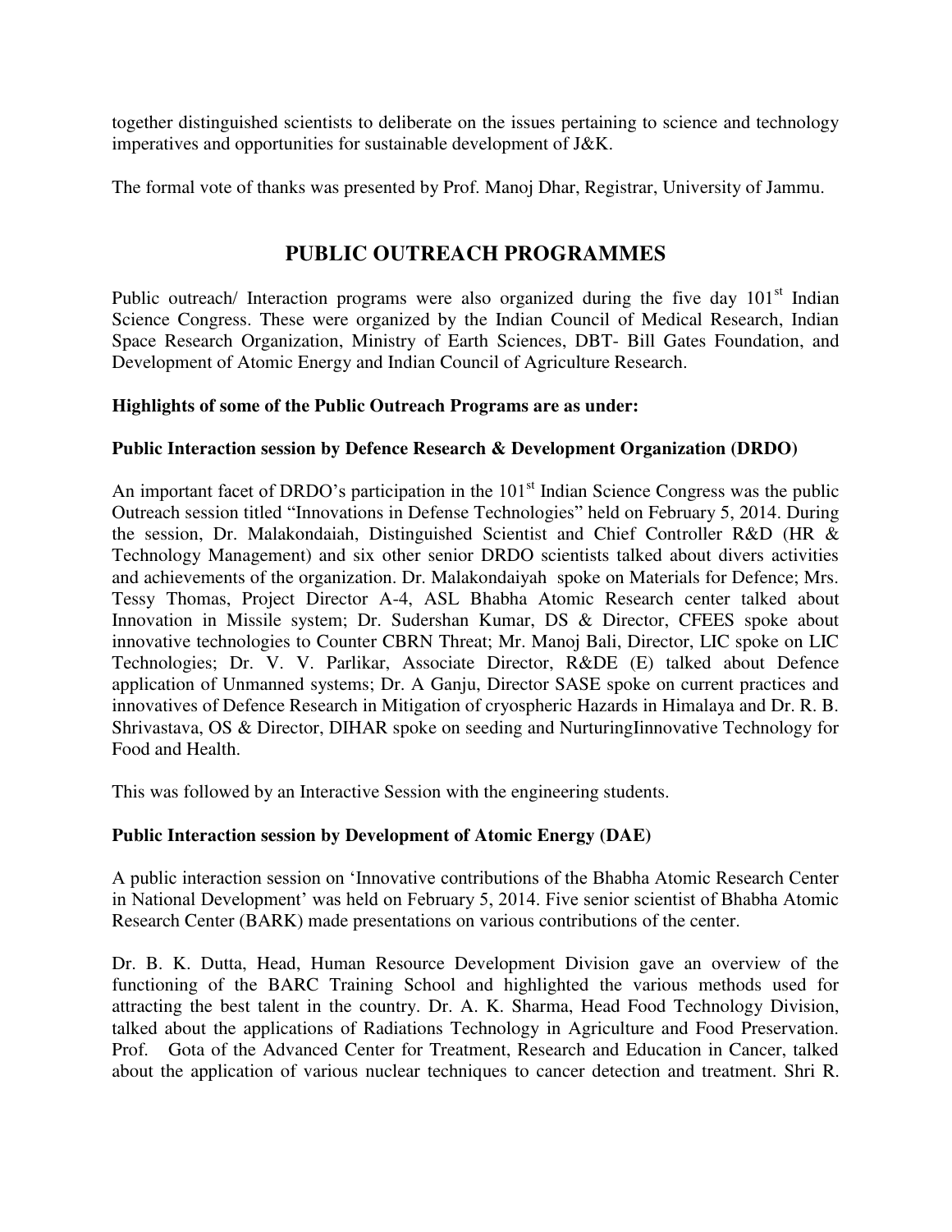together distinguished scientists to deliberate on the issues pertaining to science and technology imperatives and opportunities for sustainable development of J&K.

The formal vote of thanks was presented by Prof. Manoj Dhar, Registrar, University of Jammu.

## PUBLIC OUTREACH PROGRAMMES

Public outreach/ Interaction programs were also organized during the five day 101st Indian Science Congress. These were organized by the Indian Council of Medical Research, Indian Space Research Organization, Ministry of Earth Sciences, DBT- Bill Gates Foundation, and Development of Atomic Energy and Indian Council of Agriculture Research.

**Highlights of some of the Public Outreach Programs are as under:**

**Public Interaction session by Defence Research & Development Organization (DRDO)**

An important facet of DRDO's participation in the 101st Indian Science Congress was the public Outreach session titled "Innovations in Defense Technologies" held on February 5, 2014. During the session, Dr. Malakondaiah, Distinguished Scientist and Chief Controller R&D (HR & Technology Management) and six other senior DRDO scientists talked about divers activities and achievements of the organization. Dr. Malakondaiyah spoke on Materials for Defence; Mrs. Tessy Thomas, Project Director A-4, ASL Bhabha Atomic Research center talked about Innovation in Missile system; Dr. Sudershan Kumar, DS & Director, CFEES spoke about innovative technologies to Counter CBRN Threat; Mr. Manoj Bali, Director, LIC spoke on LIC Technologies; Dr. V. V. Parlikar, Associate Director, R&DE (E) talked about Defence application of Unmanned systems; Dr. A Ganju, Director SASE spoke on current practices and innovatives of Defence Research in Mitigation of cryospheric Hazards in Himalaya and Dr. R. B. Shrivastava, OS & Director, DIHAR spoke on seeding and NurturingIinnovative Technology for Food and Health.

This was followed by an Interactive Session with the engineering students.

**Public Interaction session by Development of Atomic Energy (DAE)**

A public interaction session on 'Innovative contributions of the Bhabha Atomic Research Center in National Development' was held on February 5, 2014. Five senior scientist of Bhabha Atomic Research Center (BARK) made presentations on various contributions of the center.

Dr. B. K. Dutta, Head, Human Resource Development Division gave an overview of the functioning of the BARC Training School and highlighted the various methods used for attracting the best talent in the country. Dr. A. K. Sharma, Head Food Technology Division, talked about the applications of Radiations Technology in Agriculture and Food Preservation. Prof. Gota of the Advanced Center for Treatment, Research and Education in Cancer, talked about the application of various nuclear techniques to cancer detection and treatment. Shri R.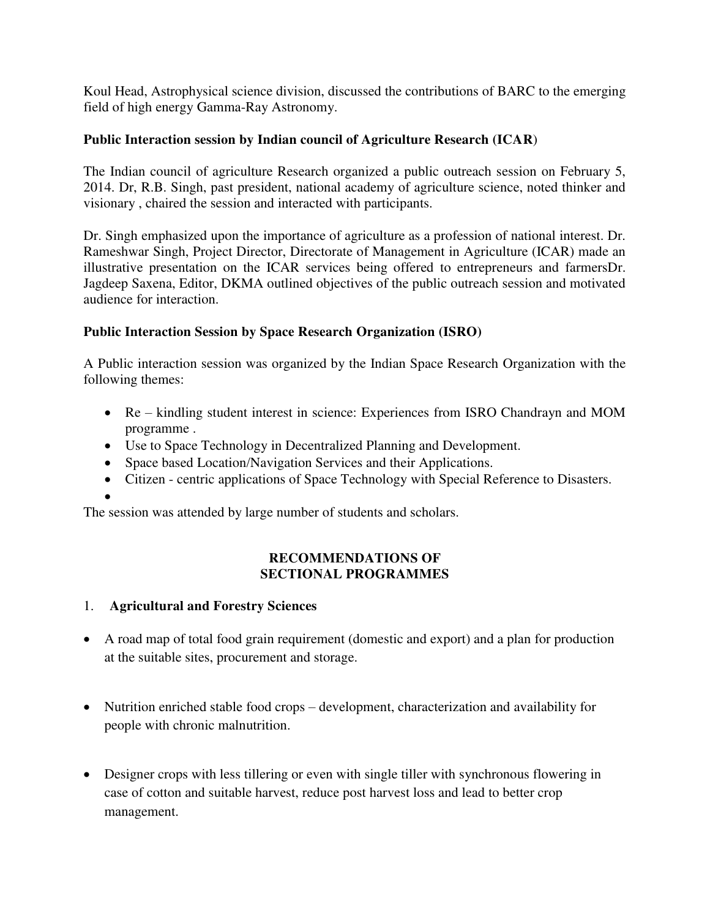Koul Head, Astrophysical science division, discussed the contributions of BARC to the emerging field of high energy Gamma-Ray Astronomy.

**Public Interaction session by Indian council of Agriculture Research (ICAR)**

The Indian council of agriculture Research organized a public outreach session on February 5, 2014. Dr, R.B. Singh, past president, national academy of agriculture science, noted thinker and visionary , chaired the session and interacted with participants.

Dr. Singh emphasized upon the importance of agriculture as a profession of national interest. Dr. Rameshwar Singh, Project Director, Directorate of Management in Agriculture (ICAR) made an illustrative presentation on the ICAR services being offered to entrepreneurs and farmersDr. Jagdeep Saxena, Editor, DKMA outlined objectives of the public outreach session and motivated audience for interaction.

**Public Interaction Session by Space Research Organization (ISRO)**

A Public interaction session was organized by the Indian Space Research Organization with the following themes:

- Re – kindling student interest in science: Experiences from ISRO Chandrayn and MOM programme .
- Use to Space Technology in Decentralized Planning and Development.
- Space based Location/Navigation Services and their Applications.
- Citizen - centric applications of Space Technology with Special Reference to Disasters.

The session was attended by large number of students and scholars.

## RECOMMENDATIONS OF SECTIONAL PROGRAMMES

1. **Agricultural and Forestry Sciences**

- A road map of total food grain requirement (domestic and export) and a plan for production at the suitable sites, procurement and storage.
- Nutrition enriched stable food crops – development, characterization and availability for people with chronic malnutrition.
- Designer crops with less tillering or even with single tiller with synchronous flowering in case of cotton and suitable harvest, reduce post harvest loss and lead to better crop management.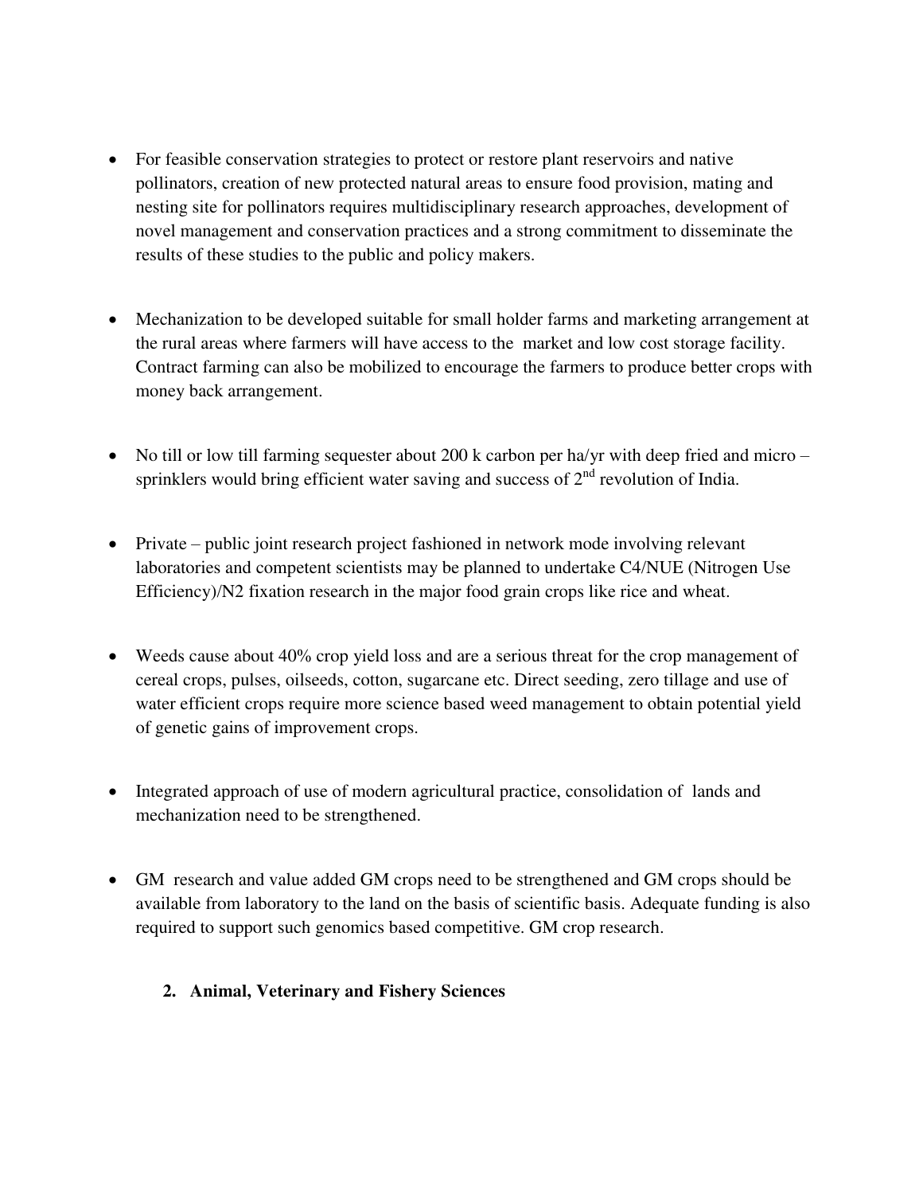- For feasible conservation strategies to protect or restore plant reservoirs and native pollinators, creation of new protected natural areas to ensure food provision, mating and nesting site for pollinators requires multidisciplinary research approaches, development of novel management and conservation practices and a strong commitment to disseminate the results of these studies to the public and policy makers.

- Mechanization to be developed suitable for small holder farms and marketing arrangement at the rural areas where farmers will have access to the market and low cost storage facility. Contract farming can also be mobilized to encourage the farmers to produce better crops with money back arrangement.

- No till or low till farming sequester about 200 k carbon per ha/yr with deep fried and micro – sprinklers would bring efficient water saving and success of 2nd revolution of India.

- Private – public joint research project fashioned in network mode involving relevant laboratories and competent scientists may be planned to undertake C4/NUE (Nitrogen Use Efficiency)/N2 fixation research in the major food grain crops like rice and wheat.

- Weeds cause about 40% crop yield loss and are a serious threat for the crop management of cereal crops, pulses, oilseeds, cotton, sugarcane etc. Direct seeding, zero tillage and use of water efficient crops require more science based weed management to obtain potential yield of genetic gains of improvement crops.

- Integrated approach of use of modern agricultural practice, consolidation of lands and mechanization need to be strengthened.

- GM research and value added GM crops need to be strengthened and GM crops should be available from laboratory to the land on the basis of scientific basis. Adequate funding is also required to support such genomics based competitive. GM crop research.

## 2. Animal, Veterinary and Fishery Sciences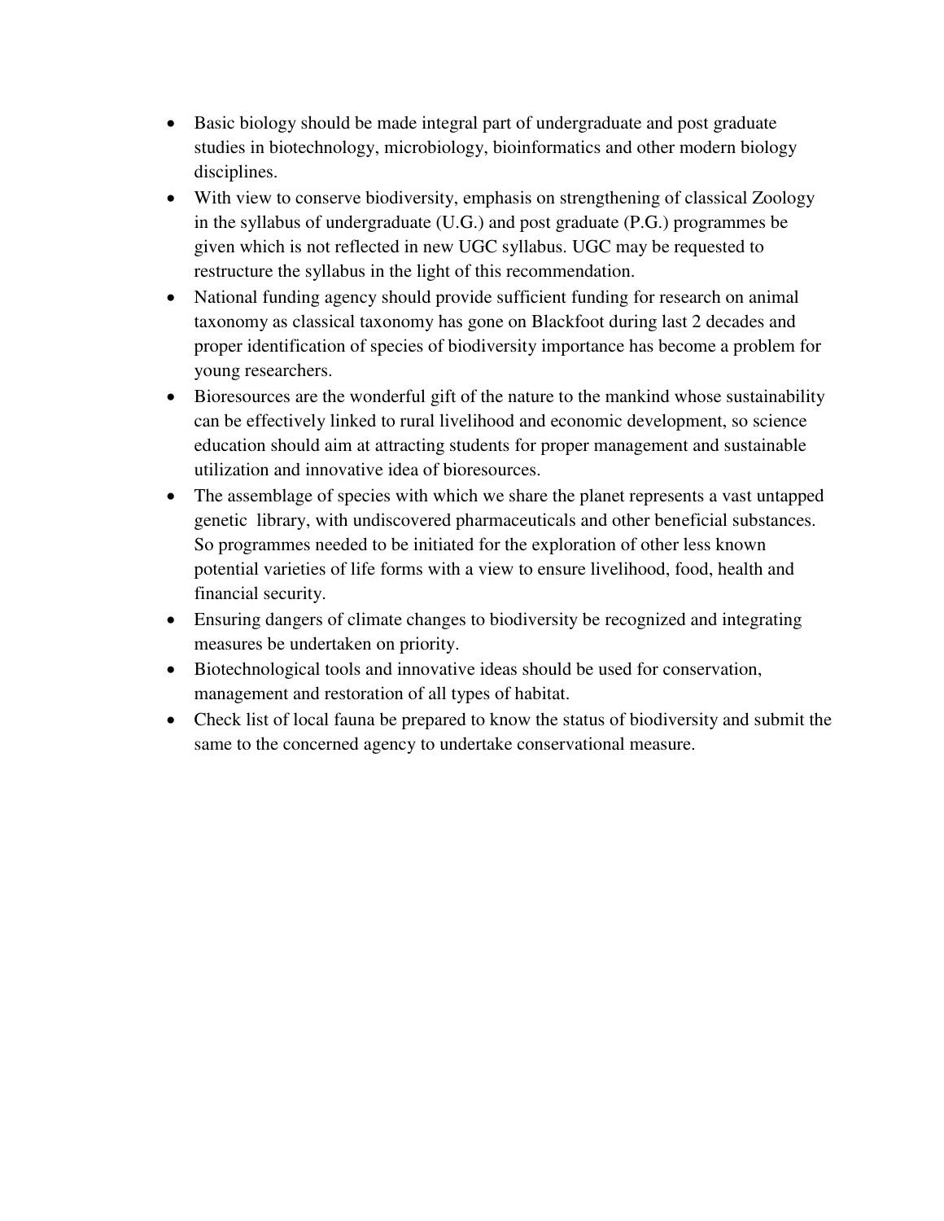- Basic biology should be made integral part of undergraduate and post graduate studies in biotechnology, microbiology, bioinformatics and other modern biology disciplines.
- With view to conserve biodiversity, emphasis on strengthening of classical Zoology in the syllabus of undergraduate (U.G.) and post graduate (P.G.) programmes be given which is not reflected in new UGC syllabus. UGC may be requested to restructure the syllabus in the light of this recommendation.
- National funding agency should provide sufficient funding for research on animal taxonomy as classical taxonomy has gone on Blackfoot during last 2 decades and proper identification of species of biodiversity importance has become a problem for young researchers.
- Bioresources are the wonderful gift of the nature to the mankind whose sustainability can be effectively linked to rural livelihood and economic development, so science education should aim at attracting students for proper management and sustainable utilization and innovative idea of bioresources.
- The assemblage of species with which we share the planet represents a vast untapped genetic library, with undiscovered pharmaceuticals and other beneficial substances. So programmes needed to be initiated for the exploration of other less known potential varieties of life forms with a view to ensure livelihood, food, health and financial security.
- Ensuring dangers of climate changes to biodiversity be recognized and integrating measures be undertaken on priority.
- Biotechnological tools and innovative ideas should be used for conservation, management and restoration of all types of habitat.
- Check list of local fauna be prepared to know the status of biodiversity and submit the same to the concerned agency to undertake conservational measure.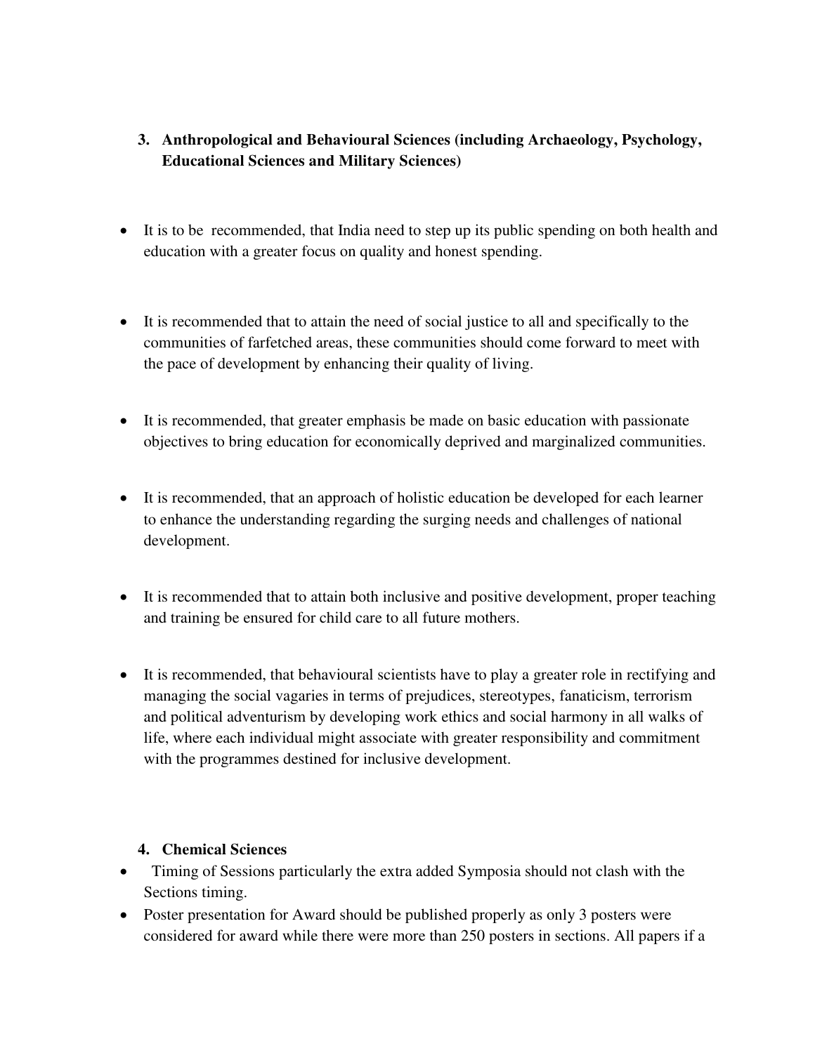3. **Anthropological and Behavioural Sciences (including Archaeology, Psychology, Educational Sciences and Military Sciences)**

- It is to be recommended, that India need to step up its public spending on both health and education with a greater focus on quality and honest spending.

- It is recommended that to attain the need of social justice to all and specifically to the communities of farfetched areas, these communities should come forward to meet with the pace of development by enhancing their quality of living.

- It is recommended, that greater emphasis be made on basic education with passionate objectives to bring education for economically deprived and marginalized communities.

- It is recommended, that an approach of holistic education be developed for each learner to enhance the understanding regarding the surging needs and challenges of national development.

- It is recommended that to attain both inclusive and positive development, proper teaching and training be ensured for child care to all future mothers.

- It is recommended, that behavioural scientists have to play a greater role in rectifying and managing the social vagaries in terms of prejudices, stereotypes, fanaticism, terrorism and political adventurism by developing work ethics and social harmony in all walks of life, where each individual might associate with greater responsibility and commitment with the programmes destined for inclusive development.

4. **Chemical Sciences**

- Timing of Sessions particularly the extra added Symposia should not clash with the Sections timing.
- Poster presentation for Award should be published properly as only 3 posters were considered for award while there were more than 250 posters in sections. All papers if a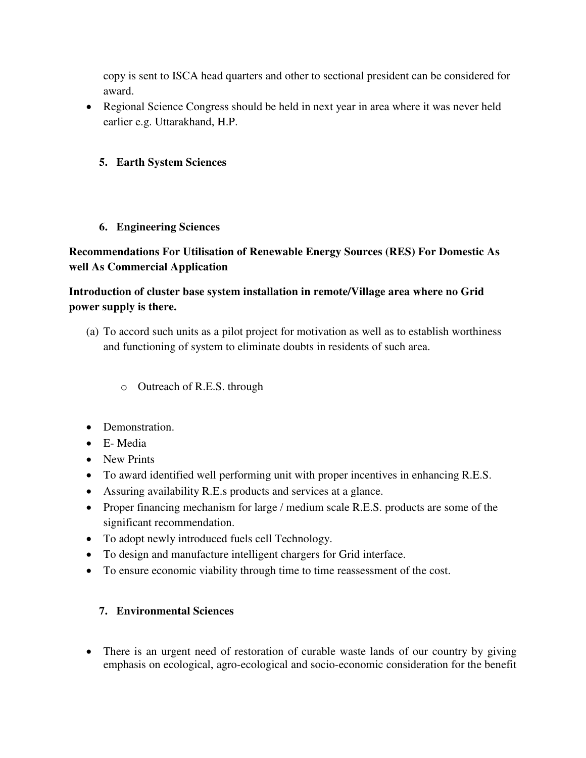copy is sent to ISCA head quarters and other to sectional president can be considered for award.

- Regional Science Congress should be held in next year in area where it was never held earlier e.g. Uttarakhand, H.P.

5. **Earth System Sciences**

6. **Engineering Sciences**

**Recommendations For Utilisation of Renewable Energy Sources (RES) For Domestic As well As Commercial Application**

**Introduction of cluster base system installation in remote/Village area where no Grid power supply is there.**

(a) To accord such units as a pilot project for motivation as well as to establish worthiness and functioning of system to eliminate doubts in residents of such area.

   - Outreach of R.E.S. through

- Demonstration.
- E- Media
- New Prints
- To award identified well performing unit with proper incentives in enhancing R.E.S.
- Assuring availability R.E.s products and services at a glance.
- Proper financing mechanism for large / medium scale R.E.S. products are some of the significant recommendation.
- To adopt newly introduced fuels cell Technology.
- To design and manufacture intelligent chargers for Grid interface.
- To ensure economic viability through time to time reassessment of the cost.

7. **Environmental Sciences**

- There is an urgent need of restoration of curable waste lands of our country by giving emphasis on ecological, agro-ecological and socio-economic consideration for the benefit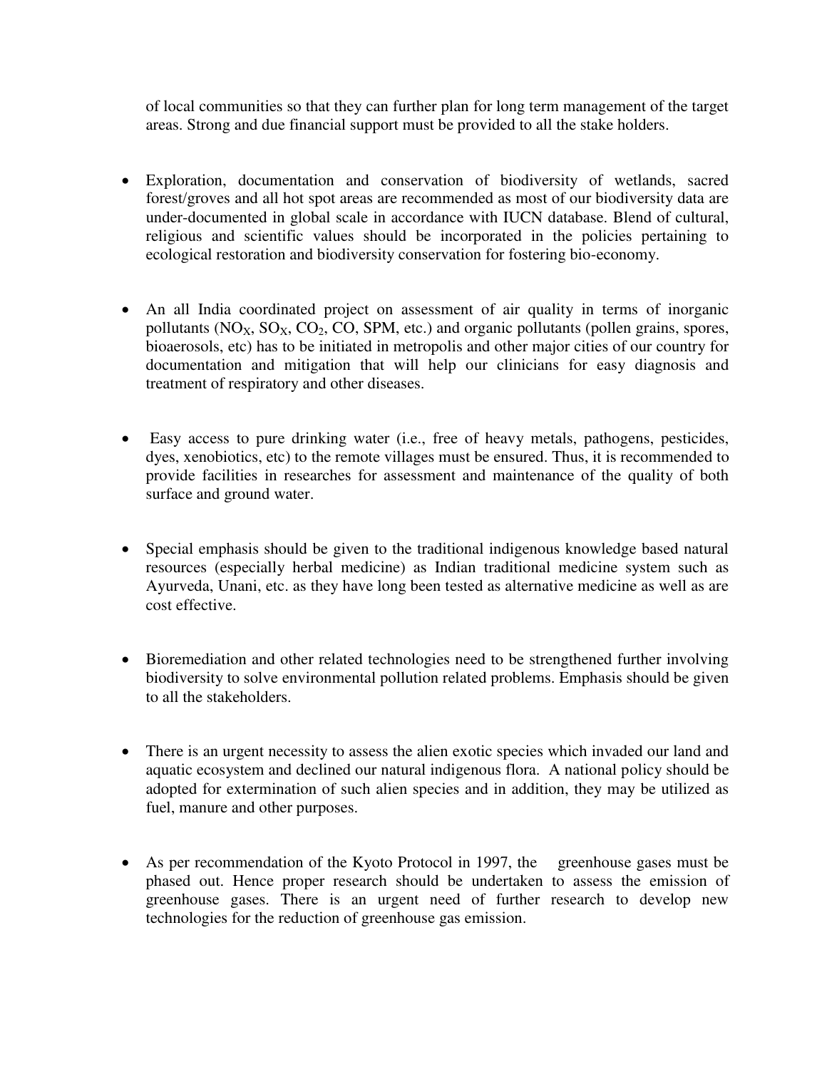of local communities so that they can further plan for long term management of the target areas. Strong and due financial support must be provided to all the stake holders.

- Exploration, documentation and conservation of biodiversity of wetlands, sacred forest/groves and all hot spot areas are recommended as most of our biodiversity data are under-documented in global scale in accordance with IUCN database. Blend of cultural, religious and scientific values should be incorporated in the policies pertaining to ecological restoration and biodiversity conservation for fostering bio-economy.

- An all India coordinated project on assessment of air quality in terms of inorganic pollutants ($NO_X$, $SO_X$, $CO_2$, CO, SPM, etc.) and organic pollutants (pollen grains, spores, bioaerosols, etc) has to be initiated in metropolis and other major cities of our country for documentation and mitigation that will help our clinicians for easy diagnosis and treatment of respiratory and other diseases.

- Easy access to pure drinking water (i.e., free of heavy metals, pathogens, pesticides, dyes, xenobiotics, etc) to the remote villages must be ensured. Thus, it is recommended to provide facilities in researches for assessment and maintenance of the quality of both surface and ground water.

- Special emphasis should be given to the traditional indigenous knowledge based natural resources (especially herbal medicine) as Indian traditional medicine system such as Ayurveda, Unani, etc. as they have long been tested as alternative medicine as well as are cost effective.

- Bioremediation and other related technologies need to be strengthened further involving biodiversity to solve environmental pollution related problems. Emphasis should be given to all the stakeholders.

- There is an urgent necessity to assess the alien exotic species which invaded our land and aquatic ecosystem and declined our natural indigenous flora. A national policy should be adopted for extermination of such alien species and in addition, they may be utilized as fuel, manure and other purposes.

- As per recommendation of the Kyoto Protocol in 1997, the greenhouse gases must be phased out. Hence proper research should be undertaken to assess the emission of greenhouse gases. There is an urgent need of further research to develop new technologies for the reduction of greenhouse gas emission.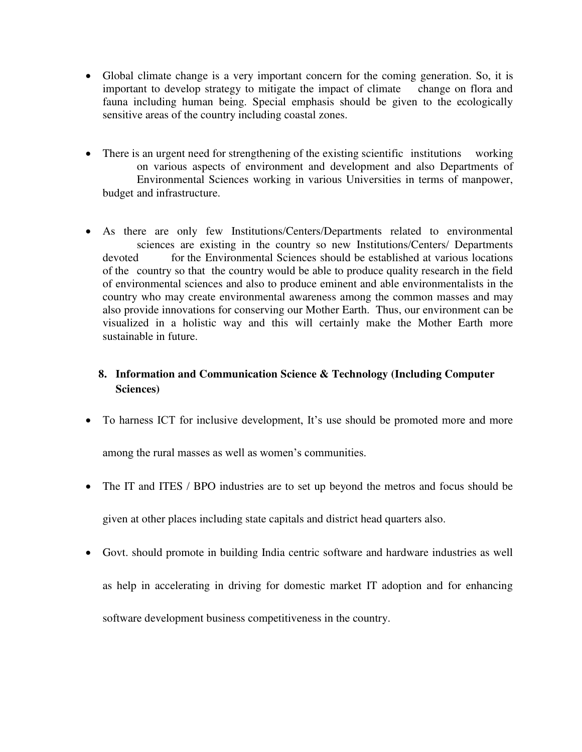- Global climate change is a very important concern for the coming generation. So, it is important to develop strategy to mitigate the impact of climate change on flora and fauna including human being. Special emphasis should be given to the ecologically sensitive areas of the country including coastal zones.

- There is an urgent need for strengthening of the existing scientific institutions working on various aspects of environment and development and also Departments of Environmental Sciences working in various Universities in terms of manpower, budget and infrastructure.

- As there are only few Institutions/Centers/Departments related to environmental sciences are existing in the country so new Institutions/Centers/ Departments devoted for the Environmental Sciences should be established at various locations of the country so that the country would be able to produce quality research in the field of environmental sciences and also to produce eminent and able environmentalists in the country who may create environmental awareness among the common masses and may also provide innovations for conserving our Mother Earth. Thus, our environment can be visualized in a holistic way and this will certainly make the Mother Earth more sustainable in future.

## 8. Information and Communication Science & Technology (Including Computer Sciences)

- To harness ICT for inclusive development, It's use should be promoted more and more among the rural masses as well as women's communities.

- The IT and ITES / BPO industries are to set up beyond the metros and focus should be given at other places including state capitals and district head quarters also.

- Govt. should promote in building India centric software and hardware industries as well as help in accelerating in driving for domestic market IT adoption and for enhancing software development business competitiveness in the country.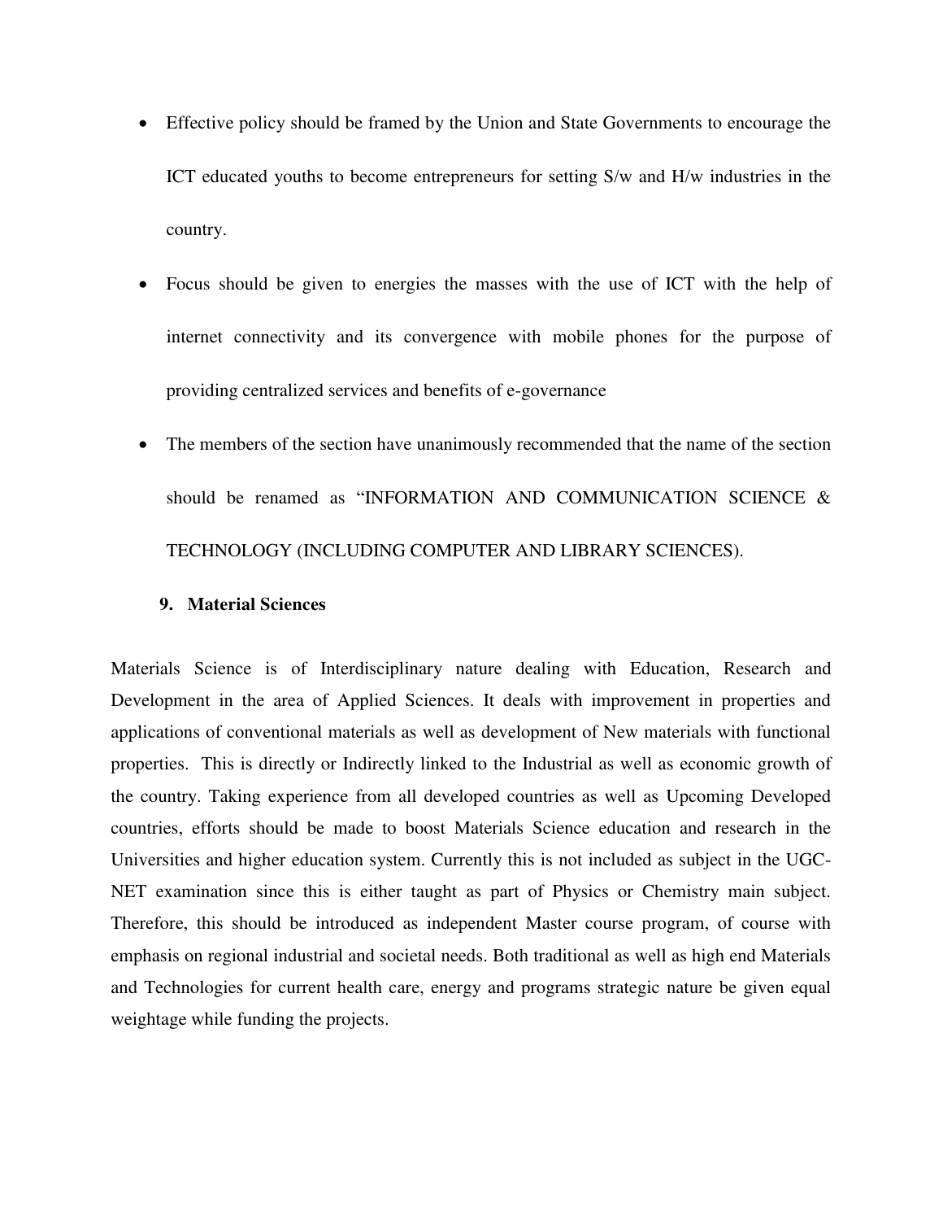- Effective policy should be framed by the Union and State Governments to encourage the ICT educated youths to become entrepreneurs for setting S/w and H/w industries in the country.
- Focus should be given to energies the masses with the use of ICT with the help of internet connectivity and its convergence with mobile phones for the purpose of providing centralized services and benefits of e-governance
- The members of the section have unanimously recommended that the name of the section should be renamed as "INFORMATION AND COMMUNICATION SCIENCE & TECHNOLOGY (INCLUDING COMPUTER AND LIBRARY SCIENCES).

**9. Material Sciences**

Materials Science is of Interdisciplinary nature dealing with Education, Research and Development in the area of Applied Sciences. It deals with improvement in properties and applications of conventional materials as well as development of New materials with functional properties. This is directly or Indirectly linked to the Industrial as well as economic growth of the country. Taking experience from all developed countries as well as Upcoming Developed countries, efforts should be made to boost Materials Science education and research in the Universities and higher education system. Currently this is not included as subject in the UGC-NET examination since this is either taught as part of Physics or Chemistry main subject. Therefore, this should be introduced as independent Master course program, of course with emphasis on regional industrial and societal needs. Both traditional as well as high end Materials and Technologies for current health care, energy and programs strategic nature be given equal weightage while funding the projects.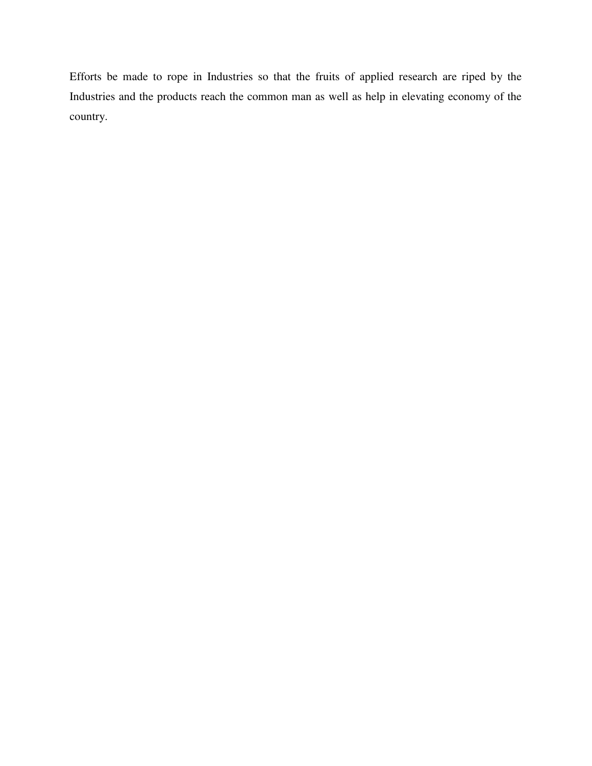Efforts be made to rope in Industries so that the fruits of applied research are riped by the Industries and the products reach the common man as well as help in elevating economy of the country.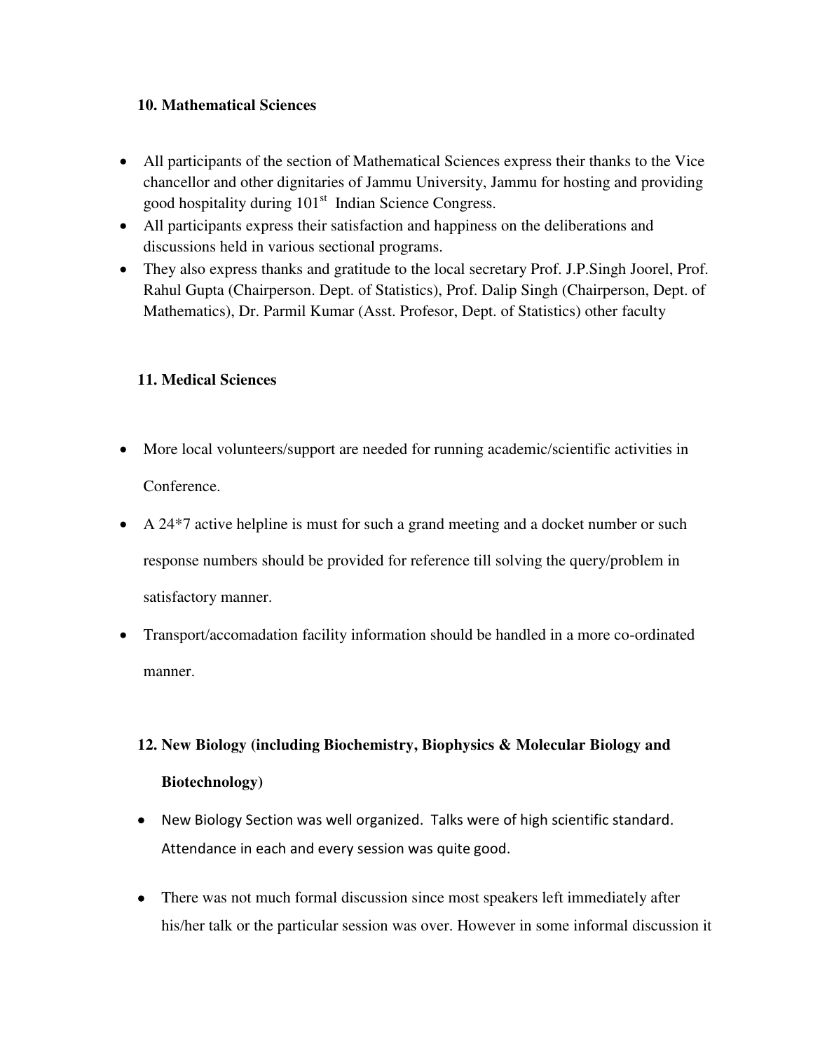### 10. Mathematical Sciences

- All participants of the section of Mathematical Sciences express their thanks to the Vice chancellor and other dignitaries of Jammu University, Jammu for hosting and providing good hospitality during 101st Indian Science Congress.
- All participants express their satisfaction and happiness on the deliberations and discussions held in various sectional programs.
- They also express thanks and gratitude to the local secretary Prof. J.P.Singh Joorel, Prof. Rahul Gupta (Chairperson. Dept. of Statistics), Prof. Dalip Singh (Chairperson, Dept. of Mathematics), Dr. Parmil Kumar (Asst. Profesor, Dept. of Statistics) other faculty

### 11. Medical Sciences

- More local volunteers/support are needed for running academic/scientific activities in Conference.
- A 24*7 active helpline is must for such a grand meeting and a docket number or such response numbers should be provided for reference till solving the query/problem in satisfactory manner.
- Transport/accomadation facility information should be handled in a more co-ordinated manner.

### 12. New Biology (including Biochemistry, Biophysics & Molecular Biology and Biotechnology)

- New Biology Section was well organized. Talks were of high scientific standard. Attendance in each and every session was quite good.
- There was not much formal discussion since most speakers left immediately after his/her talk or the particular session was over. However in some informal discussion it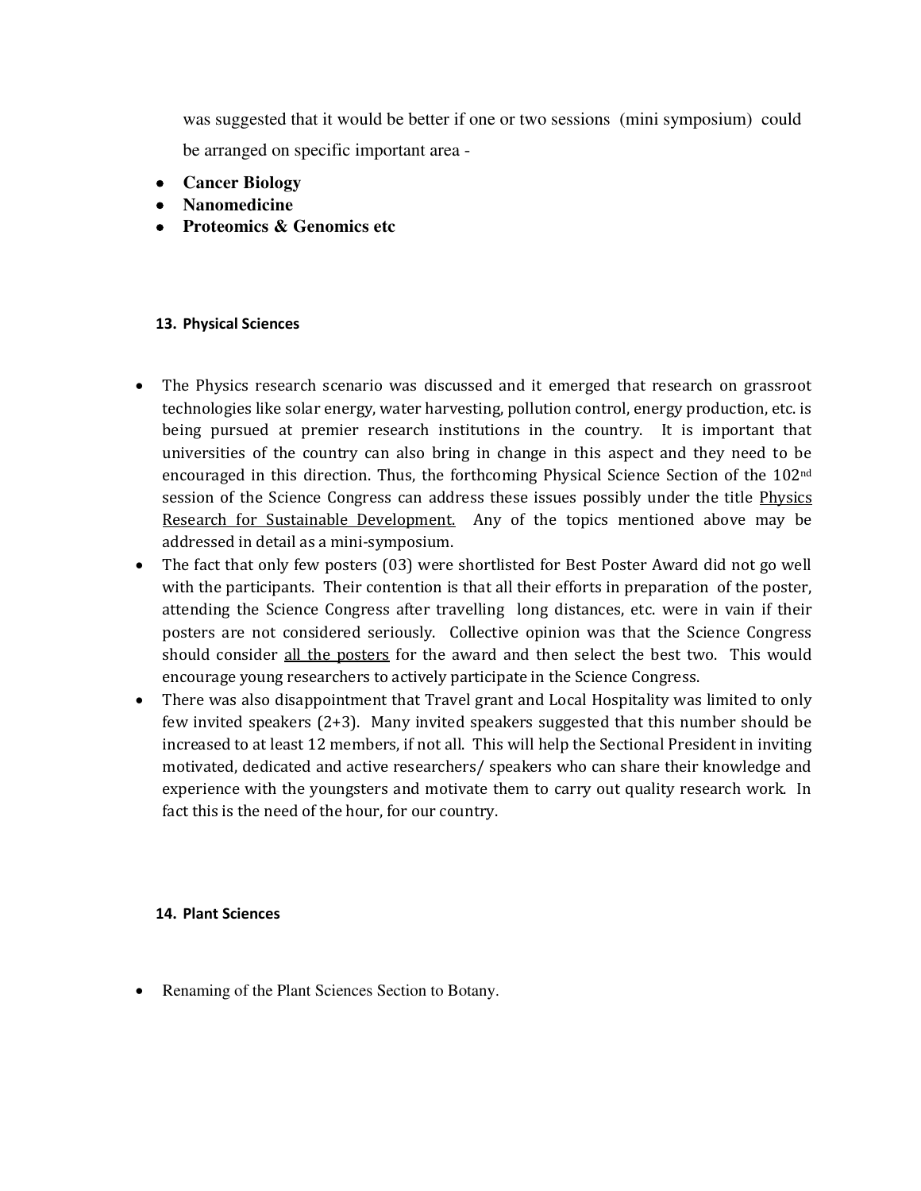was suggested that it would be better if one or two sessions (mini symposium) could be arranged on specific important area -

- **Cancer Biology**
- **Nanomedicine**
- **Proteomics & Genomics etc**

#### 13. Physical Sciences

- The Physics research scenario was discussed and it emerged that research on grassroot technologies like solar energy, water harvesting, pollution control, energy production, etc. is being pursued at premier research institutions in the country. It is important that universities of the country can also bring in change in this aspect and they need to be encouraged in this direction. Thus, the forthcoming Physical Science Section of the 102nd session of the Science Congress can address these issues possibly under the title <u>Physics Research for Sustainable Development.</u> Any of the topics mentioned above may be addressed in detail as a mini-symposium.
- The fact that only few posters (03) were shortlisted for Best Poster Award did not go well with the participants. Their contention is that all their efforts in preparation of the poster, attending the Science Congress after travelling long distances, etc. were in vain if their posters are not considered seriously. Collective opinion was that the Science Congress should consider <u>all the posters</u> for the award and then select the best two. This would encourage young researchers to actively participate in the Science Congress.
- There was also disappointment that Travel grant and Local Hospitality was limited to only few invited speakers (2+3). Many invited speakers suggested that this number should be increased to at least 12 members, if not all. This will help the Sectional President in inviting motivated, dedicated and active researchers/ speakers who can share their knowledge and experience with the youngsters and motivate them to carry out quality research work. In fact this is the need of the hour, for our country.

#### 14. Plant Sciences

- Renaming of the Plant Sciences Section to Botany.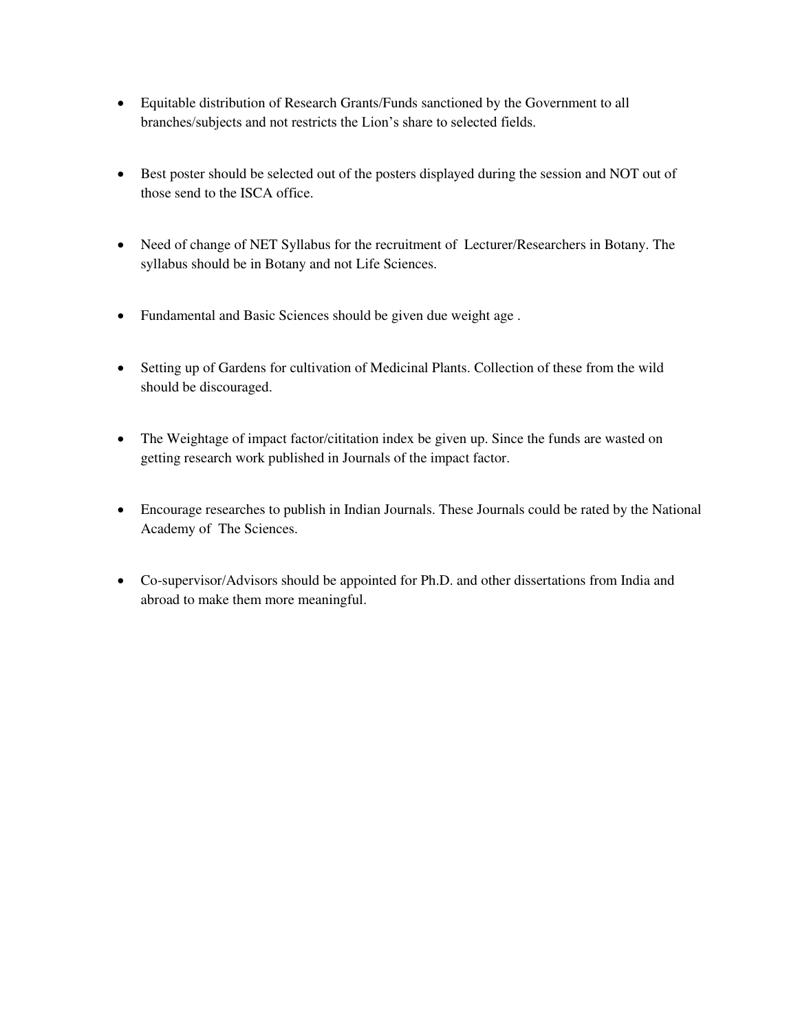- Equitable distribution of Research Grants/Funds sanctioned by the Government to all branches/subjects and not restricts the Lion's share to selected fields.

- Best poster should be selected out of the posters displayed during the session and NOT out of those send to the ISCA office.

- Need of change of NET Syllabus for the recruitment of Lecturer/Researchers in Botany. The syllabus should be in Botany and not Life Sciences.

- Fundamental and Basic Sciences should be given due weight age .

- Setting up of Gardens for cultivation of Medicinal Plants. Collection of these from the wild should be discouraged.

- The Weightage of impact factor/cititation index be given up. Since the funds are wasted on getting research work published in Journals of the impact factor.

- Encourage researches to publish in Indian Journals. These Journals could be rated by the National Academy of The Sciences.

- Co-supervisor/Advisors should be appointed for Ph.D. and other dissertations from India and abroad to make them more meaningful.